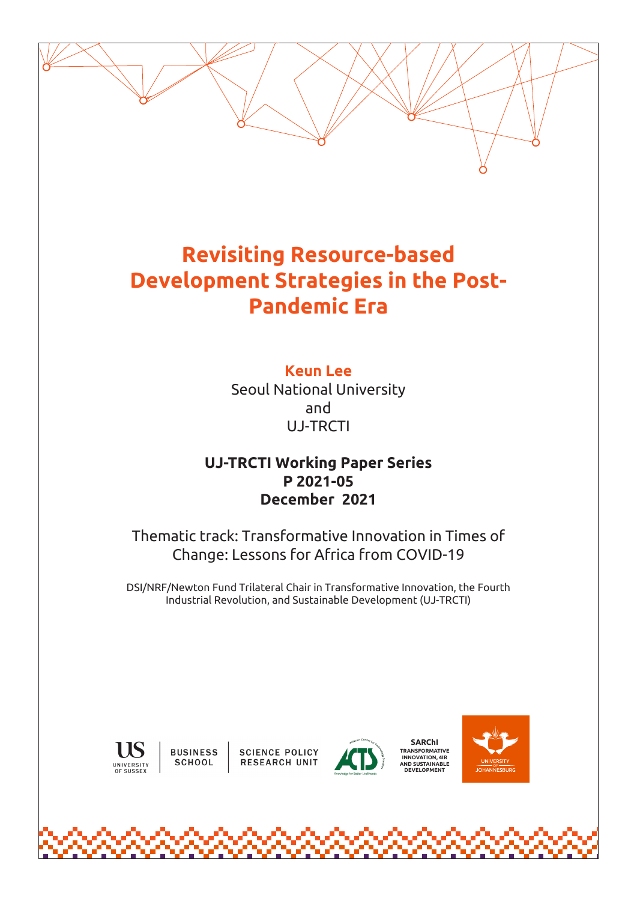# Revisiting Resource-based Development Strategies in the Post-Pandemic Era

**Keun Lee**

Seoul National University

and

UJ-TRCTI

**UJ-TRCTI Working Paper Series**

**P 2021-05**

**December 2021**

Thematic track: Transformative Innovation in Times of Change: Lessons for Africa from COVID-19

DSI/NRF/Newton Fund Trilateral Chair in Transformative Innovation, the Fourth Industrial Revolution, and Sustainable Development (UJ-TRCTI)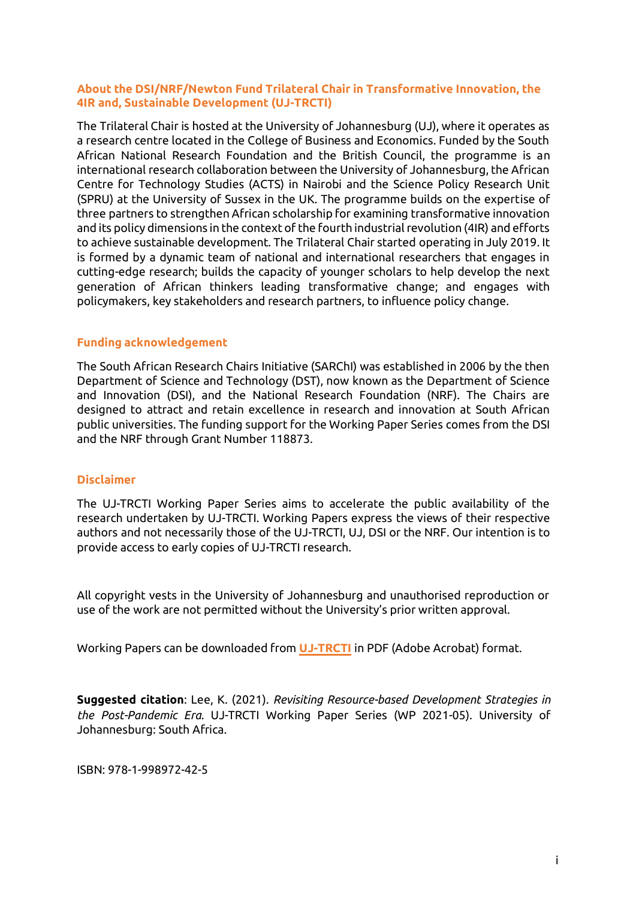## About the DSI/NRF/Newton Fund Trilateral Chair in Transformative Innovation, the 4IR and, Sustainable Development (UJ-TRCTI)

The Trilateral Chair is hosted at the University of Johannesburg (UJ), where it operates as a research centre located in the College of Business and Economics. Funded by the South African National Research Foundation and the British Council, the programme is an international research collaboration between the University of Johannesburg, the African Centre for Technology Studies (ACTS) in Nairobi and the Science Policy Research Unit (SPRU) at the University of Sussex in the UK. The programme builds on the expertise of three partners to strengthen African scholarship for examining transformative innovation and its policy dimensions in the context of the fourth industrial revolution (4IR) and efforts to achieve sustainable development. The Trilateral Chair started operating in July 2019. It is formed by a dynamic team of national and international researchers that engages in cutting-edge research; builds the capacity of younger scholars to help develop the next generation of African thinkers leading transformative change; and engages with policymakers, key stakeholders and research partners, to influence policy change.

## Funding acknowledgement

The South African Research Chairs Initiative (SARChI) was established in 2006 by the then Department of Science and Technology (DST), now known as the Department of Science and Innovation (DSI), and the National Research Foundation (NRF). The Chairs are designed to attract and retain excellence in research and innovation at South African public universities. The funding support for the Working Paper Series comes from the DSI and the NRF through Grant Number 118873.

## Disclaimer

The UJ-TRCTI Working Paper Series aims to accelerate the public availability of the research undertaken by UJ-TRCTI. Working Papers express the views of their respective authors and not necessarily those of the UJ-TRCTI, UJ, DSI or the NRF. Our intention is to provide access to early copies of UJ-TRCTI research.

All copyright vests in the University of Johannesburg and unauthorised reproduction or use of the work are not permitted without the University's prior written approval.

Working Papers can be downloaded from **UJ-TRCTI** in PDF (Adobe Acrobat) format.

**Suggested citation**: Lee, K. (2021). *Revisiting Resource-based Development Strategies in the Post-Pandemic Era*. UJ-TRCTI Working Paper Series (WP 2021-05). University of Johannesburg: South Africa.

ISBN: 978-1-998972-42-5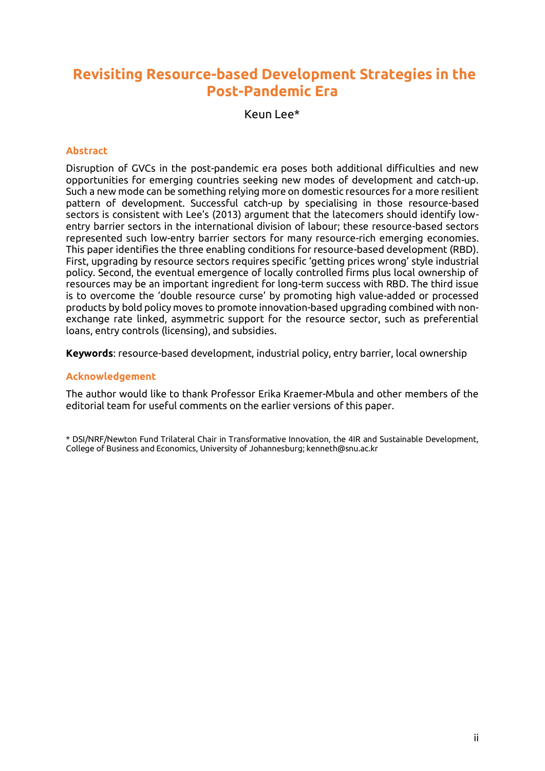# Revisiting Resource-based Development Strategies in the Post-Pandemic Era

Keun Lee*

## Abstract

Disruption of GVCs in the post-pandemic era poses both additional difficulties and new opportunities for emerging countries seeking new modes of development and catch-up. Such a new mode can be something relying more on domestic resources for a more resilient pattern of development. Successful catch-up by specialising in those resource-based sectors is consistent with Lee's (2013) argument that the latecomers should identify low-entry barrier sectors in the international division of labour; these resource-based sectors represented such low-entry barrier sectors for many resource-rich emerging economies. This paper identifies the three enabling conditions for resource-based development (RBD). First, upgrading by resource sectors requires specific 'getting prices wrong' style industrial policy. Second, the eventual emergence of locally controlled firms plus local ownership of resources may be an important ingredient for long-term success with RBD. The third issue is to overcome the 'double resource curse' by promoting high value-added or processed products by bold policy moves to promote innovation-based upgrading combined with non-exchange rate linked, asymmetric support for the resource sector, such as preferential loans, entry controls (licensing), and subsidies.

**Keywords**: resource-based development, industrial policy, entry barrier, local ownership

## Acknowledgement

The author would like to thank Professor Erika Kraemer-Mbula and other members of the editorial team for useful comments on the earlier versions of this paper.

* DSI/NRF/Newton Fund Trilateral Chair in Transformative Innovation, the 4IR and Sustainable Development, College of Business and Economics, University of Johannesburg; kenneth@snu.ac.kr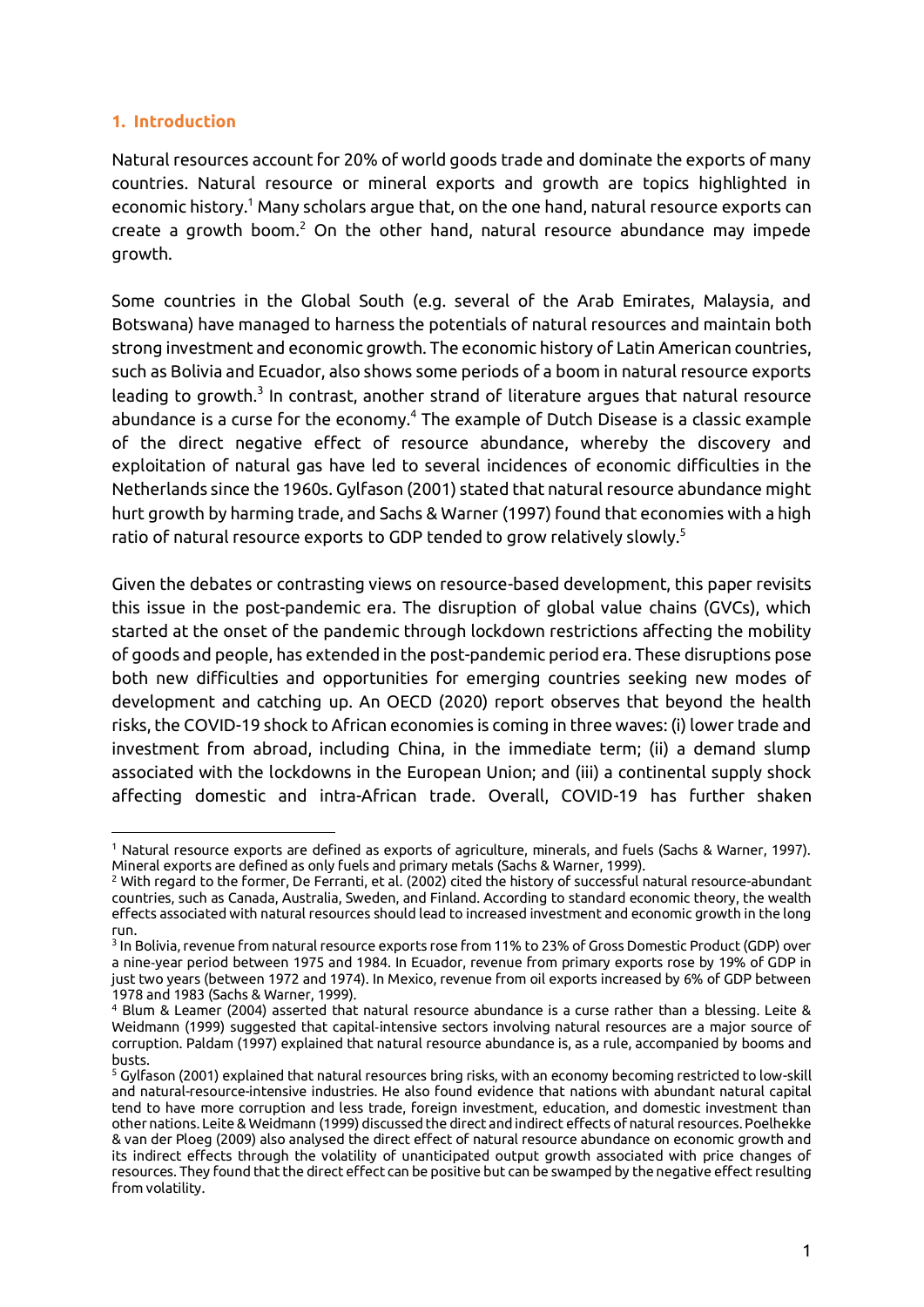## 1. Introduction

Natural resources account for 20% of world goods trade and dominate the exports of many countries. Natural resource or mineral exports and growth are topics highlighted in economic history.[1] Many scholars argue that, on the one hand, natural resource exports can create a growth boom.[2] On the other hand, natural resource abundance may impede growth.

Some countries in the Global South (e.g. several of the Arab Emirates, Malaysia, and Botswana) have managed to harness the potentials of natural resources and maintain both strong investment and economic growth. The economic history of Latin American countries, such as Bolivia and Ecuador, also shows some periods of a boom in natural resource exports leading to growth.[3] In contrast, another strand of literature argues that natural resource abundance is a curse for the economy.[4] The example of Dutch Disease is a classic example of the direct negative effect of resource abundance, whereby the discovery and exploitation of natural gas have led to several incidences of economic difficulties in the Netherlands since the 1960s. Gylfason (2001) stated that natural resource abundance might hurt growth by harming trade, and Sachs & Warner (1997) found that economies with a high ratio of natural resource exports to GDP tended to grow relatively slowly.[5]

Given the debates or contrasting views on resource-based development, this paper revisits this issue in the post-pandemic era. The disruption of global value chains (GVCs), which started at the onset of the pandemic through lockdown restrictions affecting the mobility of goods and people, has extended in the post-pandemic period era. These disruptions pose both new difficulties and opportunities for emerging countries seeking new modes of development and catching up. An OECD (2020) report observes that beyond the health risks, the COVID-19 shock to African economies is coming in three waves: (i) lower trade and investment from abroad, including China, in the immediate term; (ii) a demand slump associated with the lockdowns in the European Union; and (iii) a continental supply shock affecting domestic and intra-African trade. Overall, COVID-19 has further shaken

---

[1] Natural resource exports are defined as exports of agriculture, minerals, and fuels (Sachs & Warner, 1997). Mineral exports are defined as only fuels and primary metals (Sachs & Warner, 1999).

[2] With regard to the former, De Ferranti, et al. (2002) cited the history of successful natural resource-abundant countries, such as Canada, Australia, Sweden, and Finland. According to standard economic theory, the wealth effects associated with natural resources should lead to increased investment and economic growth in the long run.

[3] In Bolivia, revenue from natural resource exports rose from 11% to 23% of Gross Domestic Product (GDP) over a nine-year period between 1975 and 1984. In Ecuador, revenue from primary exports rose by 19% of GDP in just two years (between 1972 and 1974). In Mexico, revenue from oil exports increased by 6% of GDP between 1978 and 1983 (Sachs & Warner, 1999).

[4] Blum & Leamer (2004) asserted that natural resource abundance is a curse rather than a blessing. Leite & Weidmann (1999) suggested that capital-intensive sectors involving natural resources are a major source of corruption. Paldam (1997) explained that natural resource abundance is, as a rule, accompanied by booms and busts.

[5] Gylfason (2001) explained that natural resources bring risks, with an economy becoming restricted to low-skill and natural-resource-intensive industries. He also found evidence that nations with abundant natural capital tend to have more corruption and less trade, foreign investment, education, and domestic investment than other nations. Leite & Weidmann (1999) discussed the direct and indirect effects of natural resources. Poelhekke & van der Ploeg (2009) also analysed the direct effect of natural resource abundance on economic growth and its indirect effects through the volatility of unanticipated output growth associated with price changes of resources. They found that the direct effect can be positive but can be swamped by the negative effect resulting from volatility.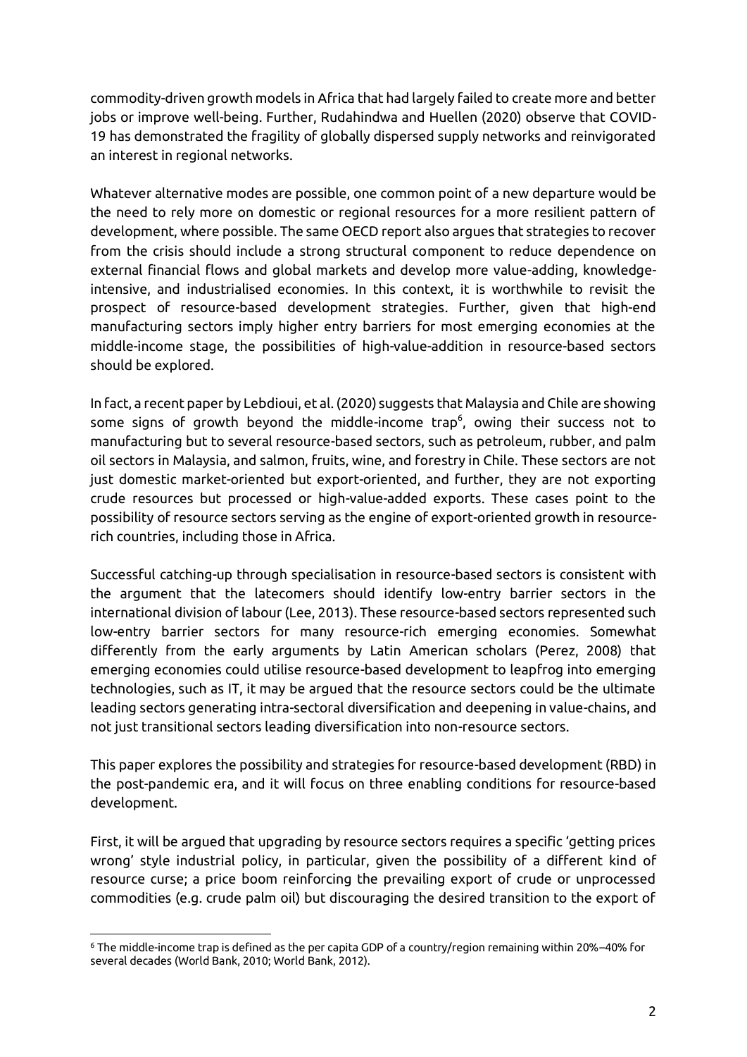commodity-driven growth models in Africa that had largely failed to create more and better jobs or improve well-being. Further, Rudahindwa and Huellen (2020) observe that COVID-19 has demonstrated the fragility of globally dispersed supply networks and reinvigorated an interest in regional networks.

Whatever alternative modes are possible, one common point of a new departure would be the need to rely more on domestic or regional resources for a more resilient pattern of development, where possible. The same OECD report also argues that strategies to recover from the crisis should include a strong structural component to reduce dependence on external financial flows and global markets and develop more value-adding, knowledge-intensive, and industrialised economies. In this context, it is worthwhile to revisit the prospect of resource-based development strategies. Further, given that high-end manufacturing sectors imply higher entry barriers for most emerging economies at the middle-income stage, the possibilities of high-value-addition in resource-based sectors should be explored.

In fact, a recent paper by Lebdioui, et al. (2020) suggests that Malaysia and Chile are showing some signs of growth beyond the middle-income trap[6], owing their success not to manufacturing but to several resource-based sectors, such as petroleum, rubber, and palm oil sectors in Malaysia, and salmon, fruits, wine, and forestry in Chile. These sectors are not just domestic market-oriented but export-oriented, and further, they are not exporting crude resources but processed or high-value-added exports. These cases point to the possibility of resource sectors serving as the engine of export-oriented growth in resource-rich countries, including those in Africa.

Successful catching-up through specialisation in resource-based sectors is consistent with the argument that the latecomers should identify low-entry barrier sectors in the international division of labour (Lee, 2013). These resource-based sectors represented such low-entry barrier sectors for many resource-rich emerging economies. Somewhat differently from the early arguments by Latin American scholars (Perez, 2008) that emerging economies could utilise resource-based development to leapfrog into emerging technologies, such as IT, it may be argued that the resource sectors could be the ultimate leading sectors generating intra-sectoral diversification and deepening in value-chains, and not just transitional sectors leading diversification into non-resource sectors.

This paper explores the possibility and strategies for resource-based development (RBD) in the post-pandemic era, and it will focus on three enabling conditions for resource-based development.

First, it will be argued that upgrading by resource sectors requires a specific 'getting prices wrong' style industrial policy, in particular, given the possibility of a different kind of resource curse; a price boom reinforcing the prevailing export of crude or unprocessed commodities (e.g. crude palm oil) but discouraging the desired transition to the export of

---

[6] The middle-income trap is defined as the per capita GDP of a country/region remaining within 20%–40% for several decades (World Bank, 2010; World Bank, 2012).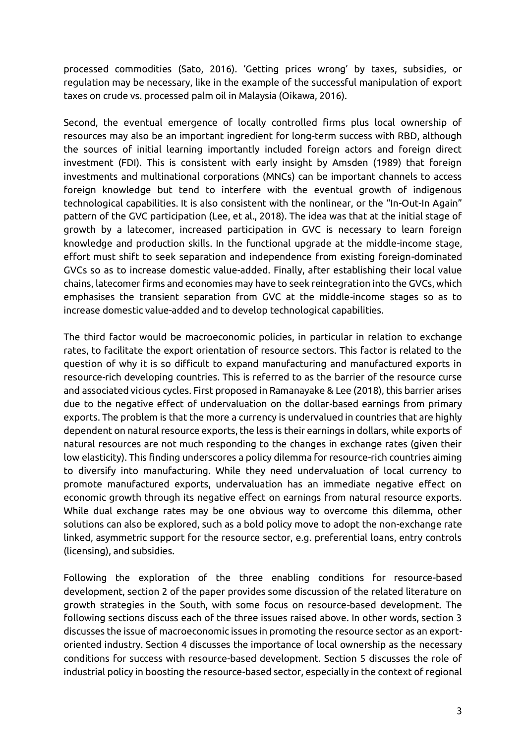processed commodities (Sato, 2016). 'Getting prices wrong' by taxes, subsidies, or regulation may be necessary, like in the example of the successful manipulation of export taxes on crude vs. processed palm oil in Malaysia (Oikawa, 2016).

Second, the eventual emergence of locally controlled firms plus local ownership of resources may also be an important ingredient for long-term success with RBD, although the sources of initial learning importantly included foreign actors and foreign direct investment (FDI). This is consistent with early insight by Amsden (1989) that foreign investments and multinational corporations (MNCs) can be important channels to access foreign knowledge but tend to interfere with the eventual growth of indigenous technological capabilities. It is also consistent with the nonlinear, or the "In-Out-In Again" pattern of the GVC participation (Lee, et al., 2018). The idea was that at the initial stage of growth by a latecomer, increased participation in GVC is necessary to learn foreign knowledge and production skills. In the functional upgrade at the middle-income stage, effort must shift to seek separation and independence from existing foreign-dominated GVCs so as to increase domestic value-added. Finally, after establishing their local value chains, latecomer firms and economies may have to seek reintegration into the GVCs, which emphasises the transient separation from GVC at the middle-income stages so as to increase domestic value-added and to develop technological capabilities.

The third factor would be macroeconomic policies, in particular in relation to exchange rates, to facilitate the export orientation of resource sectors. This factor is related to the question of why it is so difficult to expand manufacturing and manufactured exports in resource-rich developing countries. This is referred to as the barrier of the resource curse and associated vicious cycles. First proposed in Ramanayake & Lee (2018), this barrier arises due to the negative effect of undervaluation on the dollar-based earnings from primary exports. The problem is that the more a currency is undervalued in countries that are highly dependent on natural resource exports, the less is their earnings in dollars, while exports of natural resources are not much responding to the changes in exchange rates (given their low elasticity). This finding underscores a policy dilemma for resource-rich countries aiming to diversify into manufacturing. While they need undervaluation of local currency to promote manufactured exports, undervaluation has an immediate negative effect on economic growth through its negative effect on earnings from natural resource exports. While dual exchange rates may be one obvious way to overcome this dilemma, other solutions can also be explored, such as a bold policy move to adopt the non-exchange rate linked, asymmetric support for the resource sector, e.g. preferential loans, entry controls (licensing), and subsidies.

Following the exploration of the three enabling conditions for resource-based development, section 2 of the paper provides some discussion of the related literature on growth strategies in the South, with some focus on resource-based development. The following sections discuss each of the three issues raised above. In other words, section 3 discusses the issue of macroeconomic issues in promoting the resource sector as an export-oriented industry. Section 4 discusses the importance of local ownership as the necessary conditions for success with resource-based development. Section 5 discusses the role of industrial policy in boosting the resource-based sector, especially in the context of regional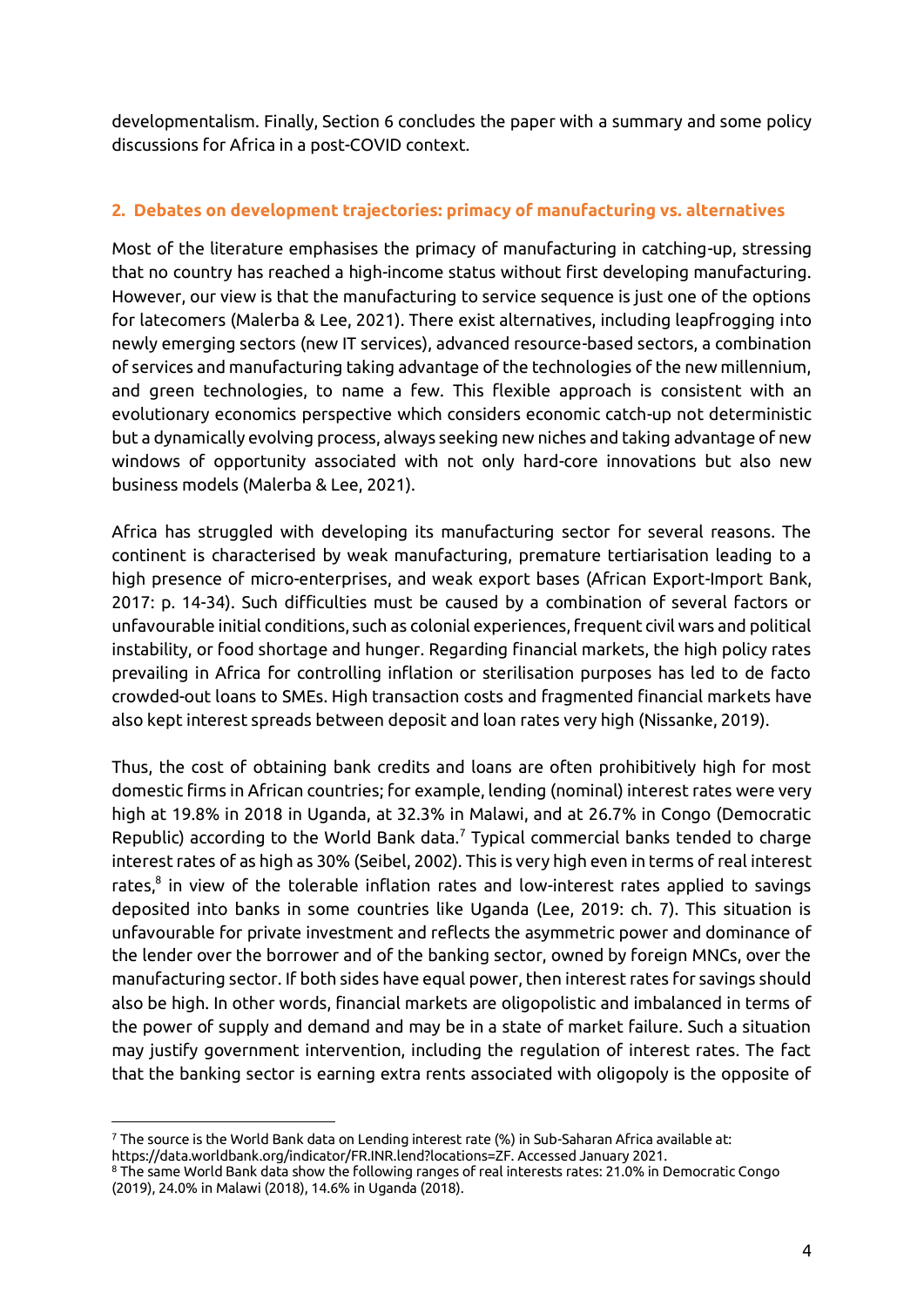developmentalism. Finally, Section 6 concludes the paper with a summary and some policy discussions for Africa in a post-COVID context.

## 2. Debates on development trajectories: primacy of manufacturing vs. alternatives

Most of the literature emphasises the primacy of manufacturing in catching-up, stressing that no country has reached a high-income status without first developing manufacturing. However, our view is that the manufacturing to service sequence is just one of the options for latecomers (Malerba & Lee, 2021). There exist alternatives, including leapfrogging into newly emerging sectors (new IT services), advanced resource-based sectors, a combination of services and manufacturing taking advantage of the technologies of the new millennium, and green technologies, to name a few. This flexible approach is consistent with an evolutionary economics perspective which considers economic catch-up not deterministic but a dynamically evolving process, always seeking new niches and taking advantage of new windows of opportunity associated with not only hard-core innovations but also new business models (Malerba & Lee, 2021).

Africa has struggled with developing its manufacturing sector for several reasons. The continent is characterised by weak manufacturing, premature tertiarisation leading to a high presence of micro-enterprises, and weak export bases (African Export-Import Bank, 2017: p. 14-34). Such difficulties must be caused by a combination of several factors or unfavourable initial conditions, such as colonial experiences, frequent civil wars and political instability, or food shortage and hunger. Regarding financial markets, the high policy rates prevailing in Africa for controlling inflation or sterilisation purposes has led to de facto crowded-out loans to SMEs. High transaction costs and fragmented financial markets have also kept interest spreads between deposit and loan rates very high (Nissanke, 2019).

Thus, the cost of obtaining bank credits and loans are often prohibitively high for most domestic firms in African countries; for example, lending (nominal) interest rates were very high at 19.8% in 2018 in Uganda, at 32.3% in Malawi, and at 26.7% in Congo (Democratic Republic) according to the World Bank data.[7] Typical commercial banks tended to charge interest rates of as high as 30% (Seibel, 2002). This is very high even in terms of real interest rates,[8] in view of the tolerable inflation rates and low-interest rates applied to savings deposited into banks in some countries like Uganda (Lee, 2019: ch. 7). This situation is unfavourable for private investment and reflects the asymmetric power and dominance of the lender over the borrower and of the banking sector, owned by foreign MNCs, over the manufacturing sector. If both sides have equal power, then interest rates for savings should also be high. In other words, financial markets are oligopolistic and imbalanced in terms of the power of supply and demand and may be in a state of market failure. Such a situation may justify government intervention, including the regulation of interest rates. The fact that the banking sector is earning extra rents associated with oligopoly is the opposite of

---

[7] The source is the World Bank data on Lending interest rate (%) in Sub-Saharan Africa available at: https://data.worldbank.org/indicator/FR.INR.lend?locations=ZF. Accessed January 2021.

[8] The same World Bank data show the following ranges of real interests rates: 21.0% in Democratic Congo (2019), 24.0% in Malawi (2018), 14.6% in Uganda (2018).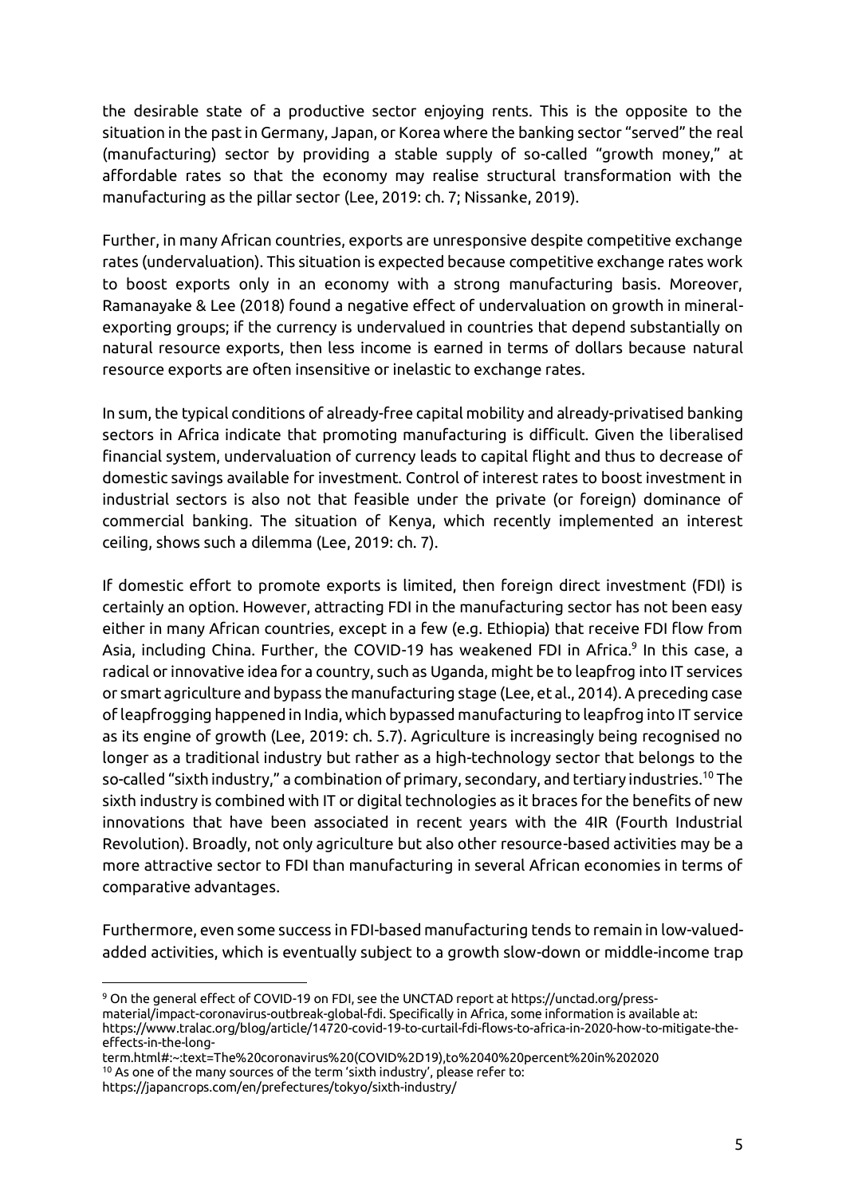the desirable state of a productive sector enjoying rents. This is the opposite to the situation in the past in Germany, Japan, or Korea where the banking sector "served" the real (manufacturing) sector by providing a stable supply of so-called "growth money," at affordable rates so that the economy may realise structural transformation with the manufacturing as the pillar sector (Lee, 2019: ch. 7; Nissanke, 2019).

Further, in many African countries, exports are unresponsive despite competitive exchange rates (undervaluation). This situation is expected because competitive exchange rates work to boost exports only in an economy with a strong manufacturing basis. Moreover, Ramanayake & Lee (2018) found a negative effect of undervaluation on growth in mineral-exporting groups; if the currency is undervalued in countries that depend substantially on natural resource exports, then less income is earned in terms of dollars because natural resource exports are often insensitive or inelastic to exchange rates.

In sum, the typical conditions of already-free capital mobility and already-privatised banking sectors in Africa indicate that promoting manufacturing is difficult. Given the liberalised financial system, undervaluation of currency leads to capital flight and thus to decrease of domestic savings available for investment. Control of interest rates to boost investment in industrial sectors is also not that feasible under the private (or foreign) dominance of commercial banking. The situation of Kenya, which recently implemented an interest ceiling, shows such a dilemma (Lee, 2019: ch. 7).

If domestic effort to promote exports is limited, then foreign direct investment (FDI) is certainly an option. However, attracting FDI in the manufacturing sector has not been easy either in many African countries, except in a few (e.g. Ethiopia) that receive FDI flow from Asia, including China. Further, the COVID-19 has weakened FDI in Africa.[9] In this case, a radical or innovative idea for a country, such as Uganda, might be to leapfrog into IT services or smart agriculture and bypass the manufacturing stage (Lee, et al., 2014). A preceding case of leapfrogging happened in India, which bypassed manufacturing to leapfrog into IT service as its engine of growth (Lee, 2019: ch. 5.7). Agriculture is increasingly being recognised no longer as a traditional industry but rather as a high-technology sector that belongs to the so-called "sixth industry," a combination of primary, secondary, and tertiary industries.[10] The sixth industry is combined with IT or digital technologies as it braces for the benefits of new innovations that have been associated in recent years with the 4IR (Fourth Industrial Revolution). Broadly, not only agriculture but also other resource-based activities may be a more attractive sector to FDI than manufacturing in several African economies in terms of comparative advantages.

Furthermore, even some success in FDI-based manufacturing tends to remain in low-valued-added activities, which is eventually subject to a growth slow-down or middle-income trap

[9] On the general effect of COVID-19 on FDI, see the UNCTAD report at https://unctad.org/press-material/impact-coronavirus-outbreak-global-fdi. Specifically in Africa, some information is available at: https://www.tralac.org/blog/article/14720-covid-19-to-curtail-fdi-flows-to-africa-in-2020-how-to-mitigate-the-effects-in-the-long-term.html#:~:text=The%20coronavirus%20(COVID%2D19),to%2040%20percent%20in%202020

[10] As one of the many sources of the term 'sixth industry', please refer to: https://japancrops.com/en/prefectures/tokyo/sixth-industry/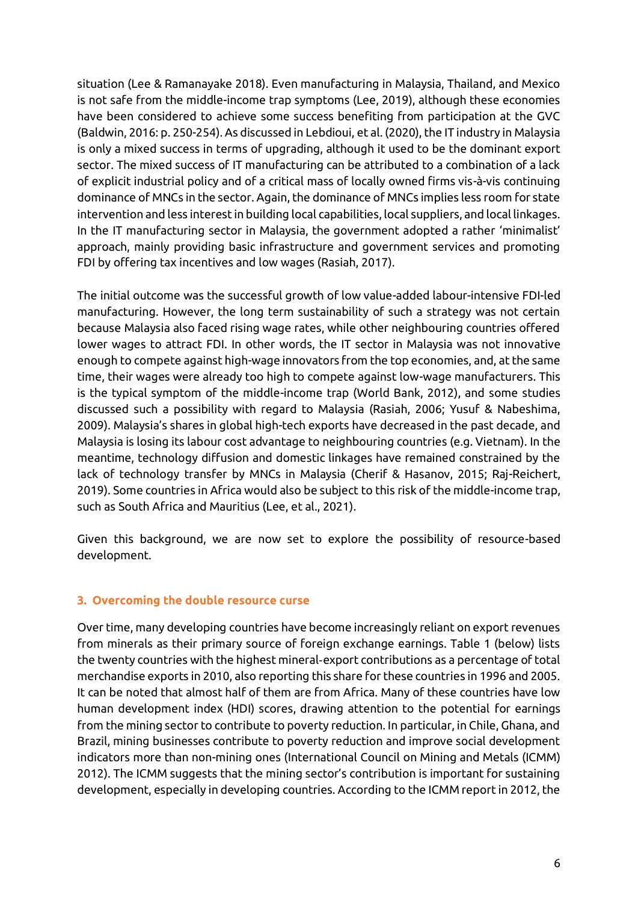situation (Lee & Ramanayake 2018). Even manufacturing in Malaysia, Thailand, and Mexico is not safe from the middle-income trap symptoms (Lee, 2019), although these economies have been considered to achieve some success benefiting from participation at the GVC (Baldwin, 2016: p. 250-254). As discussed in Lebdioui, et al. (2020), the IT industry in Malaysia is only a mixed success in terms of upgrading, although it used to be the dominant export sector. The mixed success of IT manufacturing can be attributed to a combination of a lack of explicit industrial policy and of a critical mass of locally owned firms vis-à-vis continuing dominance of MNCs in the sector. Again, the dominance of MNCs implies less room for state intervention and less interest in building local capabilities, local suppliers, and local linkages. In the IT manufacturing sector in Malaysia, the government adopted a rather 'minimalist' approach, mainly providing basic infrastructure and government services and promoting FDI by offering tax incentives and low wages (Rasiah, 2017).

The initial outcome was the successful growth of low value-added labour-intensive FDI-led manufacturing. However, the long term sustainability of such a strategy was not certain because Malaysia also faced rising wage rates, while other neighbouring countries offered lower wages to attract FDI. In other words, the IT sector in Malaysia was not innovative enough to compete against high-wage innovators from the top economies, and, at the same time, their wages were already too high to compete against low-wage manufacturers. This is the typical symptom of the middle-income trap (World Bank, 2012), and some studies discussed such a possibility with regard to Malaysia (Rasiah, 2006; Yusuf & Nabeshima, 2009). Malaysia's shares in global high-tech exports have decreased in the past decade, and Malaysia is losing its labour cost advantage to neighbouring countries (e.g. Vietnam). In the meantime, technology diffusion and domestic linkages have remained constrained by the lack of technology transfer by MNCs in Malaysia (Cherif & Hasanov, 2015; Raj-Reichert, 2019). Some countries in Africa would also be subject to this risk of the middle-income trap, such as South Africa and Mauritius (Lee, et al., 2021).

Given this background, we are now set to explore the possibility of resource-based development.

## 3. Overcoming the double resource curse

Over time, many developing countries have become increasingly reliant on export revenues from minerals as their primary source of foreign exchange earnings. Table 1 (below) lists the twenty countries with the highest mineral-export contributions as a percentage of total merchandise exports in 2010, also reporting this share for these countries in 1996 and 2005. It can be noted that almost half of them are from Africa. Many of these countries have low human development index (HDI) scores, drawing attention to the potential for earnings from the mining sector to contribute to poverty reduction. In particular, in Chile, Ghana, and Brazil, mining businesses contribute to poverty reduction and improve social development indicators more than non-mining ones (International Council on Mining and Metals (ICMM) 2012). The ICMM suggests that the mining sector's contribution is important for sustaining development, especially in developing countries. According to the ICMM report in 2012, the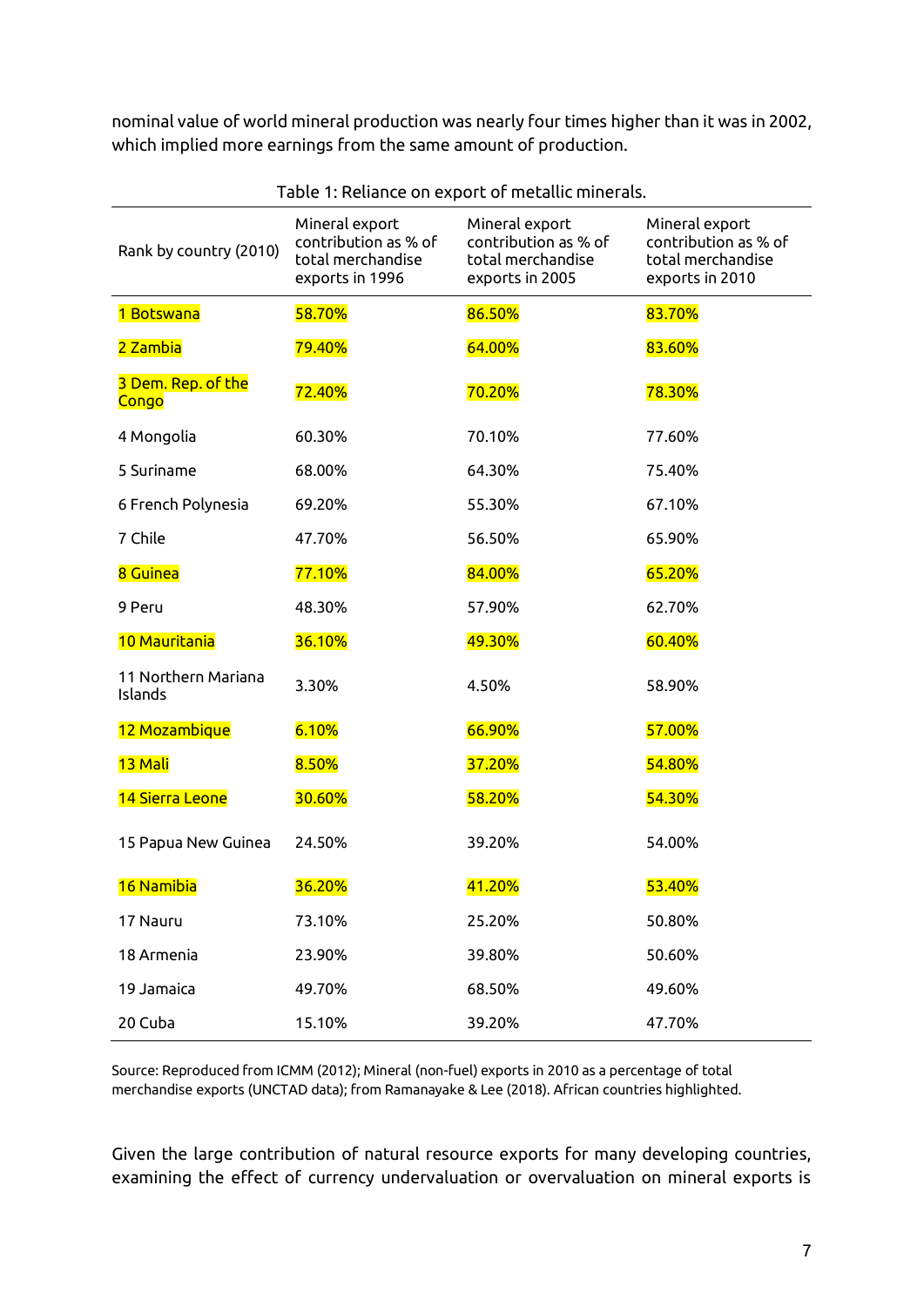nominal value of world mineral production was nearly four times higher than it was in 2002, which implied more earnings from the same amount of production.

Table 1: Reliance on export of metallic minerals.

| Rank by country (2010) | Mineral export contribution as % of total merchandise exports in 1996 | Mineral export contribution as % of total merchandise exports in 2005 | Mineral export contribution as % of total merchandise exports in 2010 |
|---|---|---|---|
| 1 Botswana | 58.70% | 86.50% | 83.70% |
| 2 Zambia | 79.40% | 64.00% | 83.60% |
| 3 Dem. Rep. of the Congo | 72.40% | 70.20% | 78.30% |
| 4 Mongolia | 60.30% | 70.10% | 77.60% |
| 5 Suriname | 68.00% | 64.30% | 75.40% |
| 6 French Polynesia | 69.20% | 55.30% | 67.10% |
| 7 Chile | 47.70% | 56.50% | 65.90% |
| 8 Guinea | 77.10% | 84.00% | 65.20% |
| 9 Peru | 48.30% | 57.90% | 62.70% |
| 10 Mauritania | 36.10% | 49.30% | 60.40% |
| 11 Northern Mariana Islands | 3.30% | 4.50% | 58.90% |
| 12 Mozambique | 6.10% | 66.90% | 57.00% |
| 13 Mali | 8.50% | 37.20% | 54.80% |
| 14 Sierra Leone | 30.60% | 58.20% | 54.30% |
| 15 Papua New Guinea | 24.50% | 39.20% | 54.00% |
| 16 Namibia | 36.20% | 41.20% | 53.40% |
| 17 Nauru | 73.10% | 25.20% | 50.80% |
| 18 Armenia | 23.90% | 39.80% | 50.60% |
| 19 Jamaica | 49.70% | 68.50% | 49.60% |
| 20 Cuba | 15.10% | 39.20% | 47.70% |

Source: Reproduced from ICMM (2012); Mineral (non-fuel) exports in 2010 as a percentage of total merchandise exports (UNCTAD data); from Ramanayake & Lee (2018). African countries highlighted.

Given the large contribution of natural resource exports for many developing countries, examining the effect of currency undervaluation or overvaluation on mineral exports is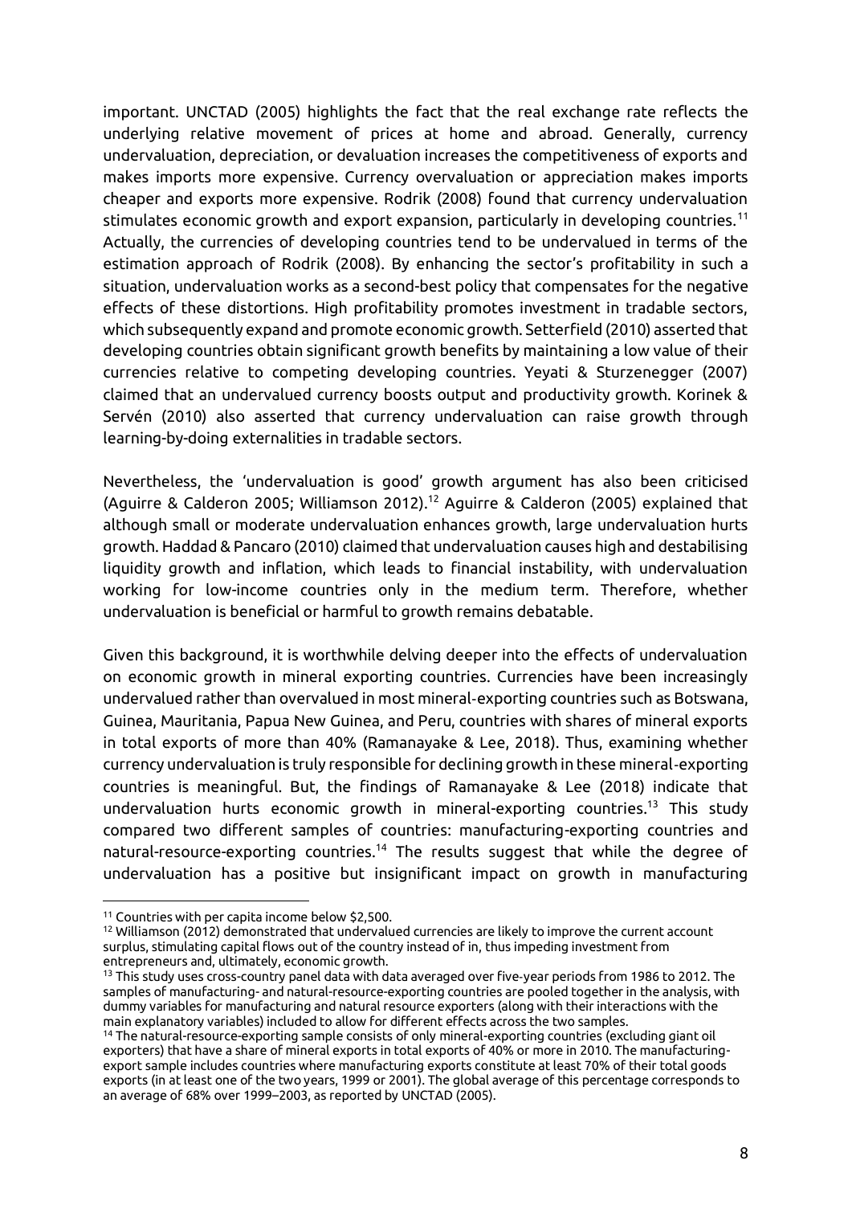important. UNCTAD (2005) highlights the fact that the real exchange rate reflects the underlying relative movement of prices at home and abroad. Generally, currency undervaluation, depreciation, or devaluation increases the competitiveness of exports and makes imports more expensive. Currency overvaluation or appreciation makes imports cheaper and exports more expensive. Rodrik (2008) found that currency undervaluation stimulates economic growth and export expansion, particularly in developing countries.[11] Actually, the currencies of developing countries tend to be undervalued in terms of the estimation approach of Rodrik (2008). By enhancing the sector's profitability in such a situation, undervaluation works as a second-best policy that compensates for the negative effects of these distortions. High profitability promotes investment in tradable sectors, which subsequently expand and promote economic growth. Setterfield (2010) asserted that developing countries obtain significant growth benefits by maintaining a low value of their currencies relative to competing developing countries. Yeyati & Sturzenegger (2007) claimed that an undervalued currency boosts output and productivity growth. Korinek & Servén (2010) also asserted that currency undervaluation can raise growth through learning-by-doing externalities in tradable sectors.

Nevertheless, the 'undervaluation is good' growth argument has also been criticised (Aguirre & Calderon 2005; Williamson 2012).[12] Aguirre & Calderon (2005) explained that although small or moderate undervaluation enhances growth, large undervaluation hurts growth. Haddad & Pancaro (2010) claimed that undervaluation causes high and destabilising liquidity growth and inflation, which leads to financial instability, with undervaluation working for low-income countries only in the medium term. Therefore, whether undervaluation is beneficial or harmful to growth remains debatable.

Given this background, it is worthwhile delving deeper into the effects of undervaluation on economic growth in mineral exporting countries. Currencies have been increasingly undervalued rather than overvalued in most mineral-exporting countries such as Botswana, Guinea, Mauritania, Papua New Guinea, and Peru, countries with shares of mineral exports in total exports of more than 40% (Ramanayake & Lee, 2018). Thus, examining whether currency undervaluation is truly responsible for declining growth in these mineral-exporting countries is meaningful. But, the findings of Ramanayake & Lee (2018) indicate that undervaluation hurts economic growth in mineral-exporting countries.[13] This study compared two different samples of countries: manufacturing-exporting countries and natural-resource-exporting countries.[14] The results suggest that while the degree of undervaluation has a positive but insignificant impact on growth in manufacturing

---

[11] Countries with per capita income below $2,500.

[12] Williamson (2012) demonstrated that undervalued currencies are likely to improve the current account surplus, stimulating capital flows out of the country instead of in, thus impeding investment from entrepreneurs and, ultimately, economic growth.

[13] This study uses cross-country panel data with data averaged over five-year periods from 1986 to 2012. The samples of manufacturing- and natural-resource-exporting countries are pooled together in the analysis, with dummy variables for manufacturing and natural resource exporters (along with their interactions with the main explanatory variables) included to allow for different effects across the two samples.

[14] The natural-resource-exporting sample consists of only mineral-exporting countries (excluding giant oil exporters) that have a share of mineral exports in total exports of 40% or more in 2010. The manufacturing-export sample includes countries where manufacturing exports constitute at least 70% of their total goods exports (in at least one of the two years, 1999 or 2001). The global average of this percentage corresponds to an average of 68% over 1999–2003, as reported by UNCTAD (2005).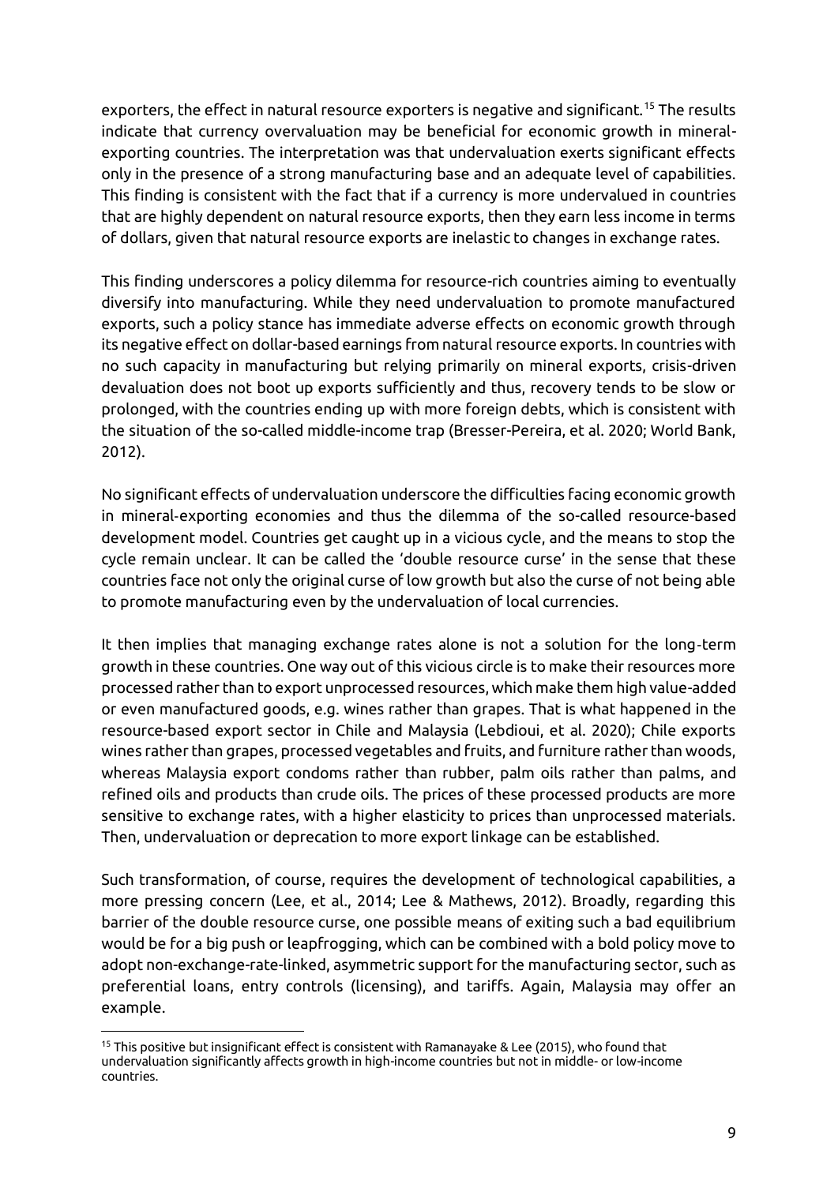exporters, the effect in natural resource exporters is negative and significant.[15] The results indicate that currency overvaluation may be beneficial for economic growth in mineral-exporting countries. The interpretation was that undervaluation exerts significant effects only in the presence of a strong manufacturing base and an adequate level of capabilities. This finding is consistent with the fact that if a currency is more undervalued in countries that are highly dependent on natural resource exports, then they earn less income in terms of dollars, given that natural resource exports are inelastic to changes in exchange rates.

This finding underscores a policy dilemma for resource-rich countries aiming to eventually diversify into manufacturing. While they need undervaluation to promote manufactured exports, such a policy stance has immediate adverse effects on economic growth through its negative effect on dollar-based earnings from natural resource exports. In countries with no such capacity in manufacturing but relying primarily on mineral exports, crisis-driven devaluation does not boot up exports sufficiently and thus, recovery tends to be slow or prolonged, with the countries ending up with more foreign debts, which is consistent with the situation of the so-called middle-income trap (Bresser-Pereira, et al. 2020; World Bank, 2012).

No significant effects of undervaluation underscore the difficulties facing economic growth in mineral-exporting economies and thus the dilemma of the so-called resource-based development model. Countries get caught up in a vicious cycle, and the means to stop the cycle remain unclear. It can be called the 'double resource curse' in the sense that these countries face not only the original curse of low growth but also the curse of not being able to promote manufacturing even by the undervaluation of local currencies.

It then implies that managing exchange rates alone is not a solution for the long-term growth in these countries. One way out of this vicious circle is to make their resources more processed rather than to export unprocessed resources, which make them high value-added or even manufactured goods, e.g. wines rather than grapes. That is what happened in the resource-based export sector in Chile and Malaysia (Lebdioui, et al. 2020); Chile exports wines rather than grapes, processed vegetables and fruits, and furniture rather than woods, whereas Malaysia export condoms rather than rubber, palm oils rather than palms, and refined oils and products than crude oils. The prices of these processed products are more sensitive to exchange rates, with a higher elasticity to prices than unprocessed materials. Then, undervaluation or deprecation to more export linkage can be established.

Such transformation, of course, requires the development of technological capabilities, a more pressing concern (Lee, et al., 2014; Lee & Mathews, 2012). Broadly, regarding this barrier of the double resource curse, one possible means of exiting such a bad equilibrium would be for a big push or leapfrogging, which can be combined with a bold policy move to adopt non-exchange-rate-linked, asymmetric support for the manufacturing sector, such as preferential loans, entry controls (licensing), and tariffs. Again, Malaysia may offer an example.

[15] This positive but insignificant effect is consistent with Ramanayake & Lee (2015), who found that undervaluation significantly affects growth in high-income countries but not in middle- or low-income countries.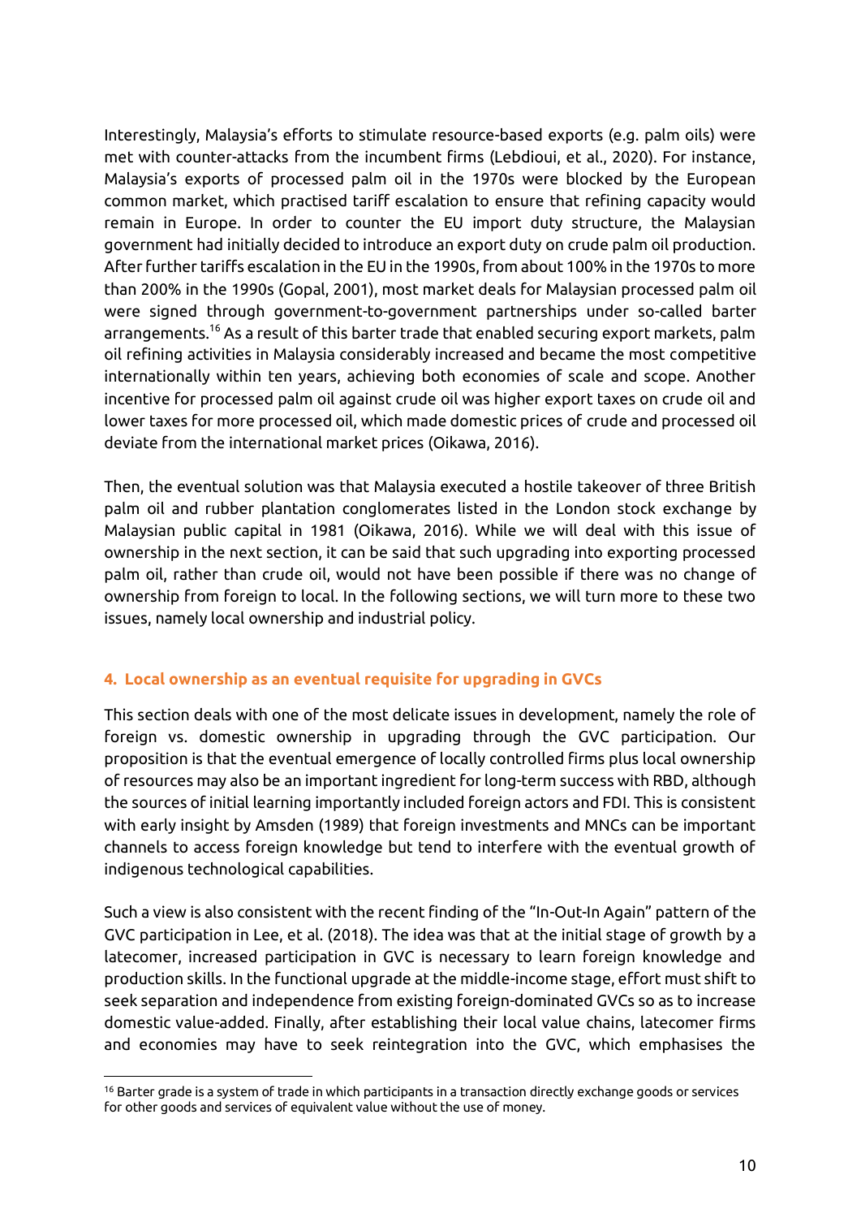Interestingly, Malaysia's efforts to stimulate resource-based exports (e.g. palm oils) were met with counter-attacks from the incumbent firms (Lebdioui, et al., 2020). For instance, Malaysia's exports of processed palm oil in the 1970s were blocked by the European common market, which practised tariff escalation to ensure that refining capacity would remain in Europe. In order to counter the EU import duty structure, the Malaysian government had initially decided to introduce an export duty on crude palm oil production. After further tariffs escalation in the EU in the 1990s, from about 100% in the 1970s to more than 200% in the 1990s (Gopal, 2001), most market deals for Malaysian processed palm oil were signed through government-to-government partnerships under so-called barter arrangements.[16] As a result of this barter trade that enabled securing export markets, palm oil refining activities in Malaysia considerably increased and became the most competitive internationally within ten years, achieving both economies of scale and scope. Another incentive for processed palm oil against crude oil was higher export taxes on crude oil and lower taxes for more processed oil, which made domestic prices of crude and processed oil deviate from the international market prices (Oikawa, 2016).

Then, the eventual solution was that Malaysia executed a hostile takeover of three British palm oil and rubber plantation conglomerates listed in the London stock exchange by Malaysian public capital in 1981 (Oikawa, 2016). While we will deal with this issue of ownership in the next section, it can be said that such upgrading into exporting processed palm oil, rather than crude oil, would not have been possible if there was no change of ownership from foreign to local. In the following sections, we will turn more to these two issues, namely local ownership and industrial policy.

## 4. Local ownership as an eventual requisite for upgrading in GVCs

This section deals with one of the most delicate issues in development, namely the role of foreign vs. domestic ownership in upgrading through the GVC participation. Our proposition is that the eventual emergence of locally controlled firms plus local ownership of resources may also be an important ingredient for long-term success with RBD, although the sources of initial learning importantly included foreign actors and FDI. This is consistent with early insight by Amsden (1989) that foreign investments and MNCs can be important channels to access foreign knowledge but tend to interfere with the eventual growth of indigenous technological capabilities.

Such a view is also consistent with the recent finding of the "In-Out-In Again" pattern of the GVC participation in Lee, et al. (2018). The idea was that at the initial stage of growth by a latecomer, increased participation in GVC is necessary to learn foreign knowledge and production skills. In the functional upgrade at the middle-income stage, effort must shift to seek separation and independence from existing foreign-dominated GVCs so as to increase domestic value-added. Finally, after establishing their local value chains, latecomer firms and economies may have to seek reintegration into the GVC, which emphasises the

[16] Barter grade is a system of trade in which participants in a transaction directly exchange goods or services for other goods and services of equivalent value without the use of money.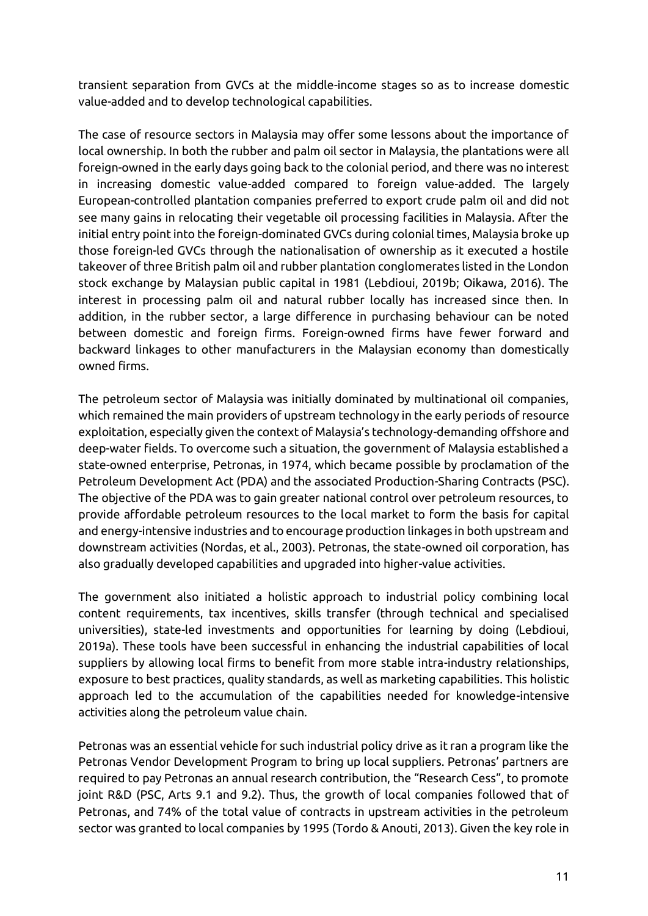transient separation from GVCs at the middle-income stages so as to increase domestic value-added and to develop technological capabilities.

The case of resource sectors in Malaysia may offer some lessons about the importance of local ownership. In both the rubber and palm oil sector in Malaysia, the plantations were all foreign-owned in the early days going back to the colonial period, and there was no interest in increasing domestic value-added compared to foreign value-added. The largely European-controlled plantation companies preferred to export crude palm oil and did not see many gains in relocating their vegetable oil processing facilities in Malaysia. After the initial entry point into the foreign-dominated GVCs during colonial times, Malaysia broke up those foreign-led GVCs through the nationalisation of ownership as it executed a hostile takeover of three British palm oil and rubber plantation conglomerates listed in the London stock exchange by Malaysian public capital in 1981 (Lebdioui, 2019b; Oikawa, 2016). The interest in processing palm oil and natural rubber locally has increased since then. In addition, in the rubber sector, a large difference in purchasing behaviour can be noted between domestic and foreign firms. Foreign-owned firms have fewer forward and backward linkages to other manufacturers in the Malaysian economy than domestically owned firms.

The petroleum sector of Malaysia was initially dominated by multinational oil companies, which remained the main providers of upstream technology in the early periods of resource exploitation, especially given the context of Malaysia's technology-demanding offshore and deep-water fields. To overcome such a situation, the government of Malaysia established a state-owned enterprise, Petronas, in 1974, which became possible by proclamation of the Petroleum Development Act (PDA) and the associated Production-Sharing Contracts (PSC). The objective of the PDA was to gain greater national control over petroleum resources, to provide affordable petroleum resources to the local market to form the basis for capital and energy-intensive industries and to encourage production linkages in both upstream and downstream activities (Nordas, et al., 2003). Petronas, the state-owned oil corporation, has also gradually developed capabilities and upgraded into higher-value activities.

The government also initiated a holistic approach to industrial policy combining local content requirements, tax incentives, skills transfer (through technical and specialised universities), state-led investments and opportunities for learning by doing (Lebdioui, 2019a). These tools have been successful in enhancing the industrial capabilities of local suppliers by allowing local firms to benefit from more stable intra-industry relationships, exposure to best practices, quality standards, as well as marketing capabilities. This holistic approach led to the accumulation of the capabilities needed for knowledge-intensive activities along the petroleum value chain.

Petronas was an essential vehicle for such industrial policy drive as it ran a program like the Petronas Vendor Development Program to bring up local suppliers. Petronas' partners are required to pay Petronas an annual research contribution, the "Research Cess", to promote joint R&D (PSC, Arts 9.1 and 9.2). Thus, the growth of local companies followed that of Petronas, and 74% of the total value of contracts in upstream activities in the petroleum sector was granted to local companies by 1995 (Tordo & Anouti, 2013). Given the key role in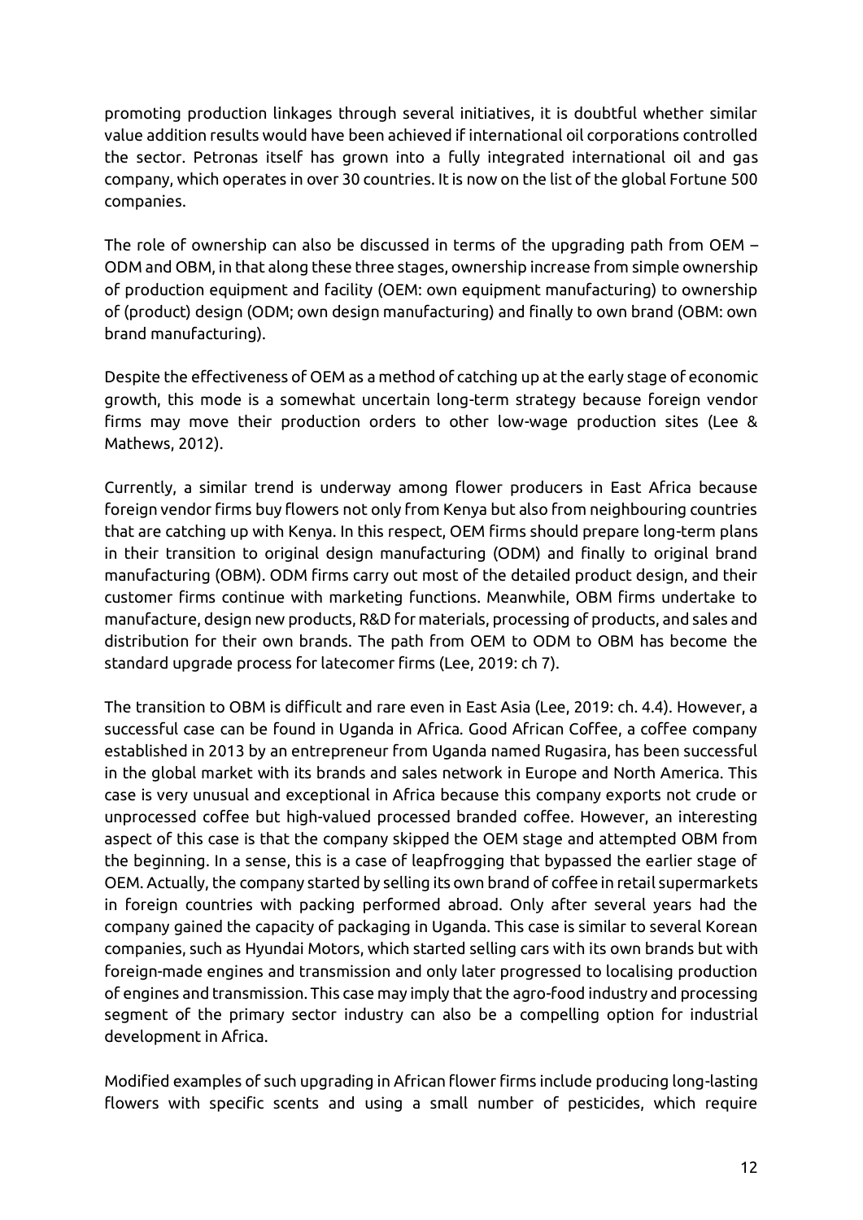promoting production linkages through several initiatives, it is doubtful whether similar value addition results would have been achieved if international oil corporations controlled the sector. Petronas itself has grown into a fully integrated international oil and gas company, which operates in over 30 countries. It is now on the list of the global Fortune 500 companies.

The role of ownership can also be discussed in terms of the upgrading path from OEM – ODM and OBM, in that along these three stages, ownership increase from simple ownership of production equipment and facility (OEM: own equipment manufacturing) to ownership of (product) design (ODM; own design manufacturing) and finally to own brand (OBM: own brand manufacturing).

Despite the effectiveness of OEM as a method of catching up at the early stage of economic growth, this mode is a somewhat uncertain long-term strategy because foreign vendor firms may move their production orders to other low-wage production sites (Lee & Mathews, 2012).

Currently, a similar trend is underway among flower producers in East Africa because foreign vendor firms buy flowers not only from Kenya but also from neighbouring countries that are catching up with Kenya. In this respect, OEM firms should prepare long-term plans in their transition to original design manufacturing (ODM) and finally to original brand manufacturing (OBM). ODM firms carry out most of the detailed product design, and their customer firms continue with marketing functions. Meanwhile, OBM firms undertake to manufacture, design new products, R&D for materials, processing of products, and sales and distribution for their own brands. The path from OEM to ODM to OBM has become the standard upgrade process for latecomer firms (Lee, 2019: ch 7).

The transition to OBM is difficult and rare even in East Asia (Lee, 2019: ch. 4.4). However, a successful case can be found in Uganda in Africa. Good African Coffee, a coffee company established in 2013 by an entrepreneur from Uganda named Rugasira, has been successful in the global market with its brands and sales network in Europe and North America. This case is very unusual and exceptional in Africa because this company exports not crude or unprocessed coffee but high-valued processed branded coffee. However, an interesting aspect of this case is that the company skipped the OEM stage and attempted OBM from the beginning. In a sense, this is a case of leapfrogging that bypassed the earlier stage of OEM. Actually, the company started by selling its own brand of coffee in retail supermarkets in foreign countries with packing performed abroad. Only after several years had the company gained the capacity of packaging in Uganda. This case is similar to several Korean companies, such as Hyundai Motors, which started selling cars with its own brands but with foreign-made engines and transmission and only later progressed to localising production of engines and transmission. This case may imply that the agro-food industry and processing segment of the primary sector industry can also be a compelling option for industrial development in Africa.

Modified examples of such upgrading in African flower firms include producing long-lasting flowers with specific scents and using a small number of pesticides, which require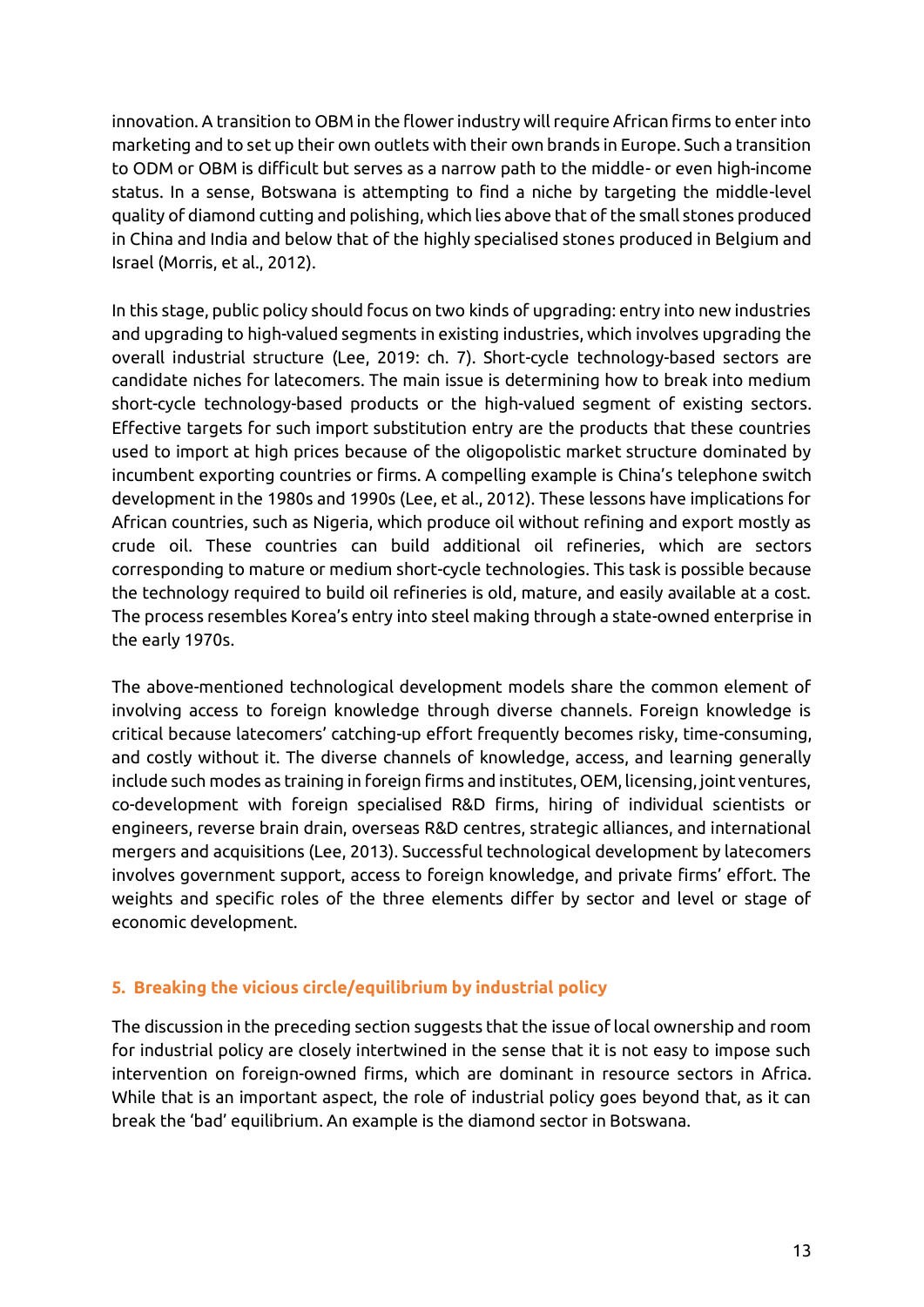innovation. A transition to OBM in the flower industry will require African firms to enter into marketing and to set up their own outlets with their own brands in Europe. Such a transition to ODM or OBM is difficult but serves as a narrow path to the middle- or even high-income status. In a sense, Botswana is attempting to find a niche by targeting the middle-level quality of diamond cutting and polishing, which lies above that of the small stones produced in China and India and below that of the highly specialised stones produced in Belgium and Israel (Morris, et al., 2012).

In this stage, public policy should focus on two kinds of upgrading: entry into new industries and upgrading to high-valued segments in existing industries, which involves upgrading the overall industrial structure (Lee, 2019: ch. 7). Short-cycle technology-based sectors are candidate niches for latecomers. The main issue is determining how to break into medium short-cycle technology-based products or the high-valued segment of existing sectors. Effective targets for such import substitution entry are the products that these countries used to import at high prices because of the oligopolistic market structure dominated by incumbent exporting countries or firms. A compelling example is China's telephone switch development in the 1980s and 1990s (Lee, et al., 2012). These lessons have implications for African countries, such as Nigeria, which produce oil without refining and export mostly as crude oil. These countries can build additional oil refineries, which are sectors corresponding to mature or medium short-cycle technologies. This task is possible because the technology required to build oil refineries is old, mature, and easily available at a cost. The process resembles Korea's entry into steel making through a state-owned enterprise in the early 1970s.

The above-mentioned technological development models share the common element of involving access to foreign knowledge through diverse channels. Foreign knowledge is critical because latecomers' catching-up effort frequently becomes risky, time-consuming, and costly without it. The diverse channels of knowledge, access, and learning generally include such modes as training in foreign firms and institutes, OEM, licensing, joint ventures, co-development with foreign specialised R&D firms, hiring of individual scientists or engineers, reverse brain drain, overseas R&D centres, strategic alliances, and international mergers and acquisitions (Lee, 2013). Successful technological development by latecomers involves government support, access to foreign knowledge, and private firms' effort. The weights and specific roles of the three elements differ by sector and level or stage of economic development.

## 5. Breaking the vicious circle/equilibrium by industrial policy

The discussion in the preceding section suggests that the issue of local ownership and room for industrial policy are closely intertwined in the sense that it is not easy to impose such intervention on foreign-owned firms, which are dominant in resource sectors in Africa. While that is an important aspect, the role of industrial policy goes beyond that, as it can break the 'bad' equilibrium. An example is the diamond sector in Botswana.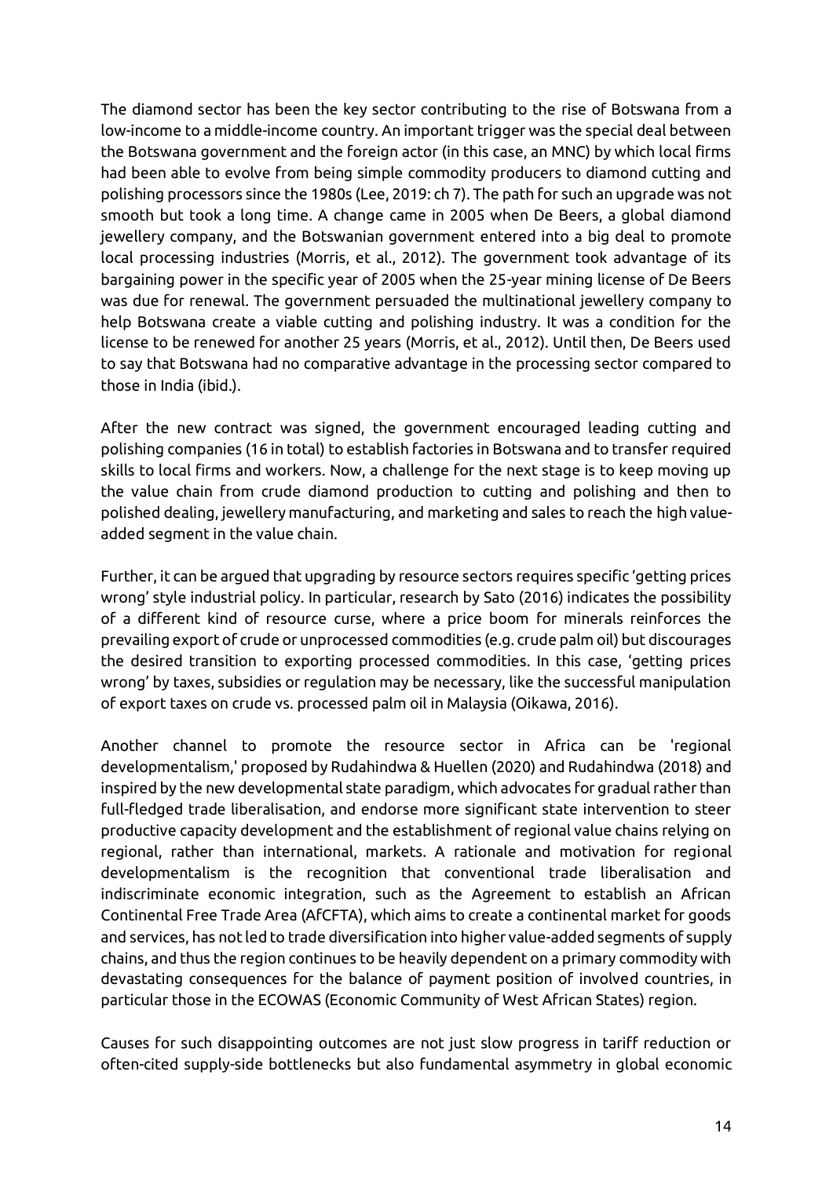The diamond sector has been the key sector contributing to the rise of Botswana from a low-income to a middle-income country. An important trigger was the special deal between the Botswana government and the foreign actor (in this case, an MNC) by which local firms had been able to evolve from being simple commodity producers to diamond cutting and polishing processors since the 1980s (Lee, 2019: ch 7). The path for such an upgrade was not smooth but took a long time. A change came in 2005 when De Beers, a global diamond jewellery company, and the Botswanian government entered into a big deal to promote local processing industries (Morris, et al., 2012). The government took advantage of its bargaining power in the specific year of 2005 when the 25-year mining license of De Beers was due for renewal. The government persuaded the multinational jewellery company to help Botswana create a viable cutting and polishing industry. It was a condition for the license to be renewed for another 25 years (Morris, et al., 2012). Until then, De Beers used to say that Botswana had no comparative advantage in the processing sector compared to those in India (ibid.).

After the new contract was signed, the government encouraged leading cutting and polishing companies (16 in total) to establish factories in Botswana and to transfer required skills to local firms and workers. Now, a challenge for the next stage is to keep moving up the value chain from crude diamond production to cutting and polishing and then to polished dealing, jewellery manufacturing, and marketing and sales to reach the high value-added segment in the value chain.

Further, it can be argued that upgrading by resource sectors requires specific 'getting prices wrong' style industrial policy. In particular, research by Sato (2016) indicates the possibility of a different kind of resource curse, where a price boom for minerals reinforces the prevailing export of crude or unprocessed commodities (e.g. crude palm oil) but discourages the desired transition to exporting processed commodities. In this case, 'getting prices wrong' by taxes, subsidies or regulation may be necessary, like the successful manipulation of export taxes on crude vs. processed palm oil in Malaysia (Oikawa, 2016).

Another channel to promote the resource sector in Africa can be 'regional developmentalism,' proposed by Rudahindwa & Huellen (2020) and Rudahindwa (2018) and inspired by the new developmental state paradigm, which advocates for gradual rather than full-fledged trade liberalisation, and endorse more significant state intervention to steer productive capacity development and the establishment of regional value chains relying on regional, rather than international, markets. A rationale and motivation for regional developmentalism is the recognition that conventional trade liberalisation and indiscriminate economic integration, such as the Agreement to establish an African Continental Free Trade Area (AfCFTA), which aims to create a continental market for goods and services, has not led to trade diversification into higher value-added segments of supply chains, and thus the region continues to be heavily dependent on a primary commodity with devastating consequences for the balance of payment position of involved countries, in particular those in the ECOWAS (Economic Community of West African States) region.

Causes for such disappointing outcomes are not just slow progress in tariff reduction or often-cited supply-side bottlenecks but also fundamental asymmetry in global economic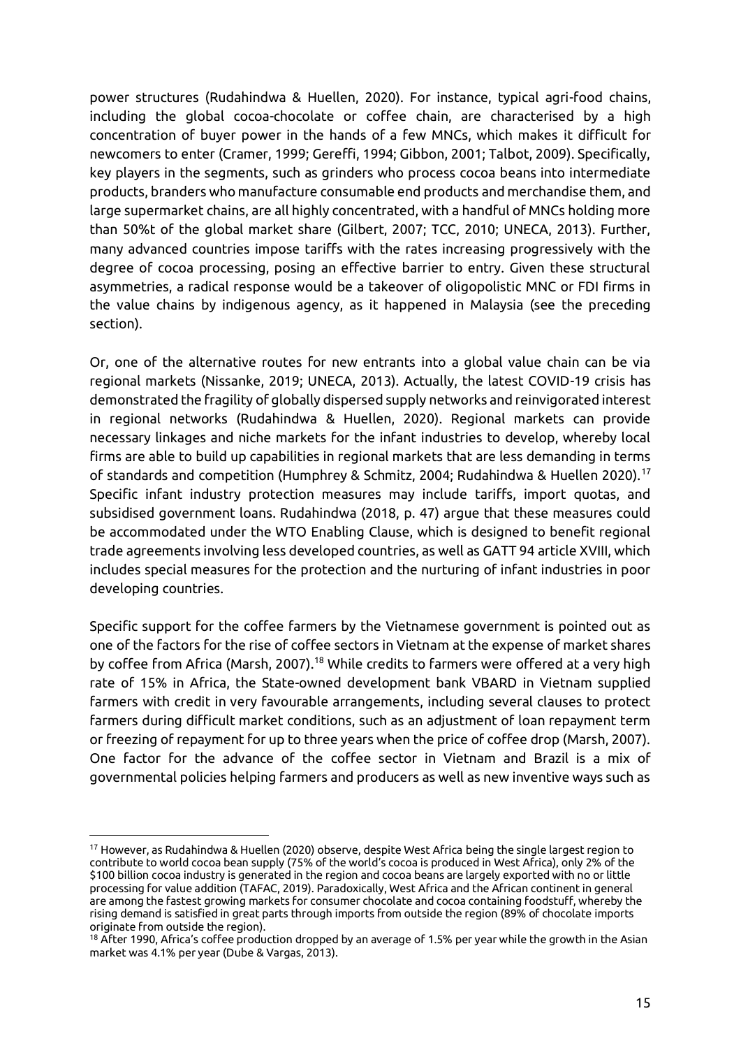power structures (Rudahindwa & Huellen, 2020). For instance, typical agri-food chains, including the global cocoa-chocolate or coffee chain, are characterised by a high concentration of buyer power in the hands of a few MNCs, which makes it difficult for newcomers to enter (Cramer, 1999; Gereffi, 1994; Gibbon, 2001; Talbot, 2009). Specifically, key players in the segments, such as grinders who process cocoa beans into intermediate products, branders who manufacture consumable end products and merchandise them, and large supermarket chains, are all highly concentrated, with a handful of MNCs holding more than 50%t of the global market share (Gilbert, 2007; TCC, 2010; UNECA, 2013). Further, many advanced countries impose tariffs with the rates increasing progressively with the degree of cocoa processing, posing an effective barrier to entry. Given these structural asymmetries, a radical response would be a takeover of oligopolistic MNC or FDI firms in the value chains by indigenous agency, as it happened in Malaysia (see the preceding section).

Or, one of the alternative routes for new entrants into a global value chain can be via regional markets (Nissanke, 2019; UNECA, 2013). Actually, the latest COVID-19 crisis has demonstrated the fragility of globally dispersed supply networks and reinvigorated interest in regional networks (Rudahindwa & Huellen, 2020). Regional markets can provide necessary linkages and niche markets for the infant industries to develop, whereby local firms are able to build up capabilities in regional markets that are less demanding in terms of standards and competition (Humphrey & Schmitz, 2004; Rudahindwa & Huellen 2020).[17] Specific infant industry protection measures may include tariffs, import quotas, and subsidised government loans. Rudahindwa (2018, p. 47) argue that these measures could be accommodated under the WTO Enabling Clause, which is designed to benefit regional trade agreements involving less developed countries, as well as GATT 94 article XVIII, which includes special measures for the protection and the nurturing of infant industries in poor developing countries.

Specific support for the coffee farmers by the Vietnamese government is pointed out as one of the factors for the rise of coffee sectors in Vietnam at the expense of market shares by coffee from Africa (Marsh, 2007).[18] While credits to farmers were offered at a very high rate of 15% in Africa, the State-owned development bank VBARD in Vietnam supplied farmers with credit in very favourable arrangements, including several clauses to protect farmers during difficult market conditions, such as an adjustment of loan repayment term or freezing of repayment for up to three years when the price of coffee drop (Marsh, 2007). One factor for the advance of the coffee sector in Vietnam and Brazil is a mix of governmental policies helping farmers and producers as well as new inventive ways such as

[17] However, as Rudahindwa & Huellen (2020) observe, despite West Africa being the single largest region to contribute to world cocoa bean supply (75% of the world's cocoa is produced in West Africa), only 2% of the $100 billion cocoa industry is generated in the region and cocoa beans are largely exported with no or little processing for value addition (TAFAC, 2019). Paradoxically, West Africa and the African continent in general are among the fastest growing markets for consumer chocolate and cocoa containing foodstuff, whereby the rising demand is satisfied in great parts through imports from outside the region (89% of chocolate imports originate from outside the region).

[18] After 1990, Africa's coffee production dropped by an average of 1.5% per year while the growth in the Asian market was 4.1% per year (Dube & Vargas, 2013).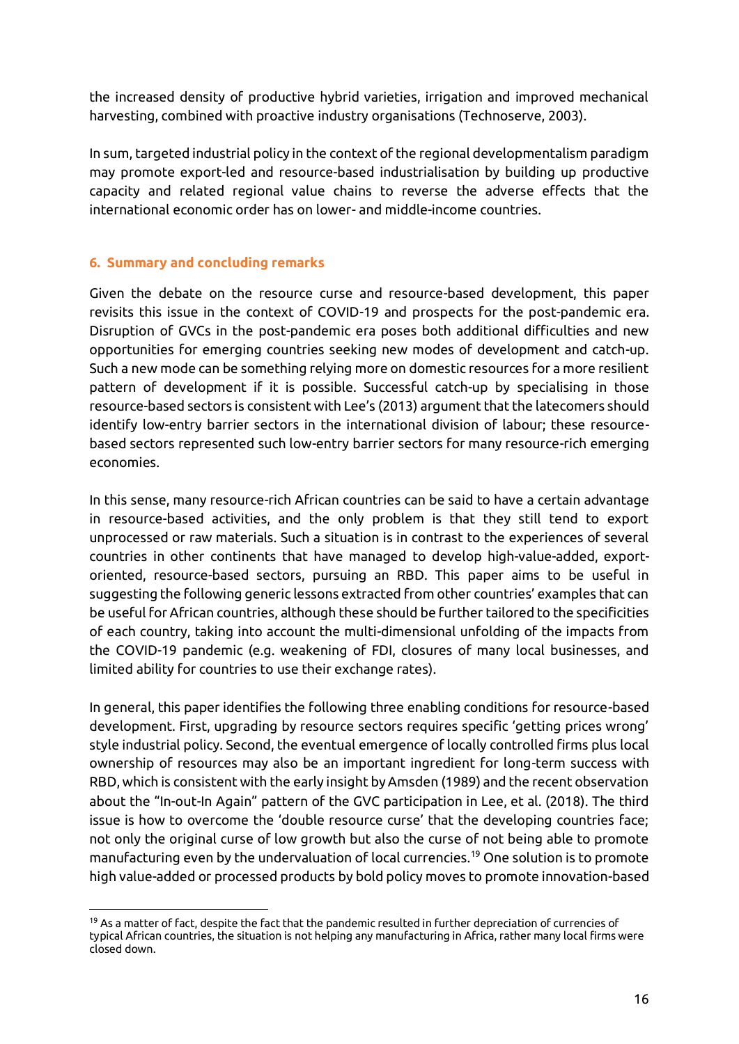the increased density of productive hybrid varieties, irrigation and improved mechanical harvesting, combined with proactive industry organisations (Technoserve, 2003).

In sum, targeted industrial policy in the context of the regional developmentalism paradigm may promote export-led and resource-based industrialisation by building up productive capacity and related regional value chains to reverse the adverse effects that the international economic order has on lower- and middle-income countries.

## 6. Summary and concluding remarks

Given the debate on the resource curse and resource-based development, this paper revisits this issue in the context of COVID-19 and prospects for the post-pandemic era. Disruption of GVCs in the post-pandemic era poses both additional difficulties and new opportunities for emerging countries seeking new modes of development and catch-up. Such a new mode can be something relying more on domestic resources for a more resilient pattern of development if it is possible. Successful catch-up by specialising in those resource-based sectors is consistent with Lee's (2013) argument that the latecomers should identify low-entry barrier sectors in the international division of labour; these resource-based sectors represented such low-entry barrier sectors for many resource-rich emerging economies.

In this sense, many resource-rich African countries can be said to have a certain advantage in resource-based activities, and the only problem is that they still tend to export unprocessed or raw materials. Such a situation is in contrast to the experiences of several countries in other continents that have managed to develop high-value-added, export-oriented, resource-based sectors, pursuing an RBD. This paper aims to be useful in suggesting the following generic lessons extracted from other countries' examples that can be useful for African countries, although these should be further tailored to the specificities of each country, taking into account the multi-dimensional unfolding of the impacts from the COVID-19 pandemic (e.g. weakening of FDI, closures of many local businesses, and limited ability for countries to use their exchange rates).

In general, this paper identifies the following three enabling conditions for resource-based development. First, upgrading by resource sectors requires specific 'getting prices wrong' style industrial policy. Second, the eventual emergence of locally controlled firms plus local ownership of resources may also be an important ingredient for long-term success with RBD, which is consistent with the early insight by Amsden (1989) and the recent observation about the "In-out-In Again" pattern of the GVC participation in Lee, et al. (2018). The third issue is how to overcome the 'double resource curse' that the developing countries face; not only the original curse of low growth but also the curse of not being able to promote manufacturing even by the undervaluation of local currencies.[19] One solution is to promote high value-added or processed products by bold policy moves to promote innovation-based

[19] As a matter of fact, despite the fact that the pandemic resulted in further depreciation of currencies of typical African countries, the situation is not helping any manufacturing in Africa, rather many local firms were closed down.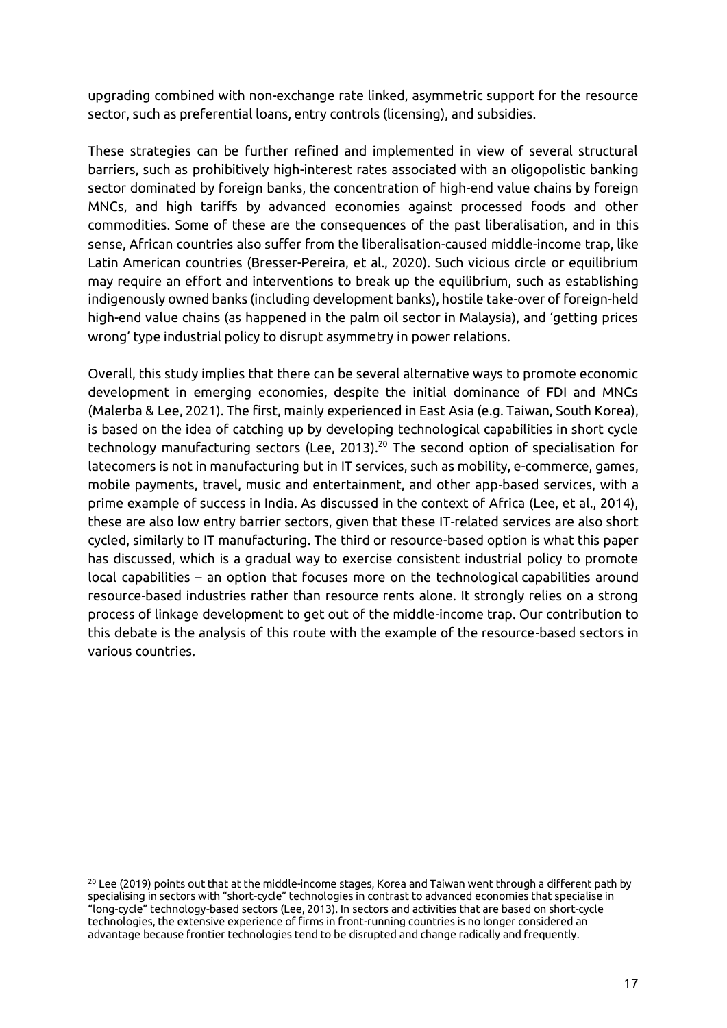upgrading combined with non-exchange rate linked, asymmetric support for the resource sector, such as preferential loans, entry controls (licensing), and subsidies.

These strategies can be further refined and implemented in view of several structural barriers, such as prohibitively high-interest rates associated with an oligopolistic banking sector dominated by foreign banks, the concentration of high-end value chains by foreign MNCs, and high tariffs by advanced economies against processed foods and other commodities. Some of these are the consequences of the past liberalisation, and in this sense, African countries also suffer from the liberalisation-caused middle-income trap, like Latin American countries (Bresser-Pereira, et al., 2020). Such vicious circle or equilibrium may require an effort and interventions to break up the equilibrium, such as establishing indigenously owned banks (including development banks), hostile take-over of foreign-held high-end value chains (as happened in the palm oil sector in Malaysia), and 'getting prices wrong' type industrial policy to disrupt asymmetry in power relations.

Overall, this study implies that there can be several alternative ways to promote economic development in emerging economies, despite the initial dominance of FDI and MNCs (Malerba & Lee, 2021). The first, mainly experienced in East Asia (e.g. Taiwan, South Korea), is based on the idea of catching up by developing technological capabilities in short cycle technology manufacturing sectors (Lee, 2013).[20] The second option of specialisation for latecomers is not in manufacturing but in IT services, such as mobility, e-commerce, games, mobile payments, travel, music and entertainment, and other app-based services, with a prime example of success in India. As discussed in the context of Africa (Lee, et al., 2014), these are also low entry barrier sectors, given that these IT-related services are also short cycled, similarly to IT manufacturing. The third or resource-based option is what this paper has discussed, which is a gradual way to exercise consistent industrial policy to promote local capabilities – an option that focuses more on the technological capabilities around resource-based industries rather than resource rents alone. It strongly relies on a strong process of linkage development to get out of the middle-income trap. Our contribution to this debate is the analysis of this route with the example of the resource-based sectors in various countries.

[20] Lee (2019) points out that at the middle-income stages, Korea and Taiwan went through a different path by specialising in sectors with "short-cycle" technologies in contrast to advanced economies that specialise in "long-cycle" technology-based sectors (Lee, 2013). In sectors and activities that are based on short-cycle technologies, the extensive experience of firms in front-running countries is no longer considered an advantage because frontier technologies tend to be disrupted and change radically and frequently.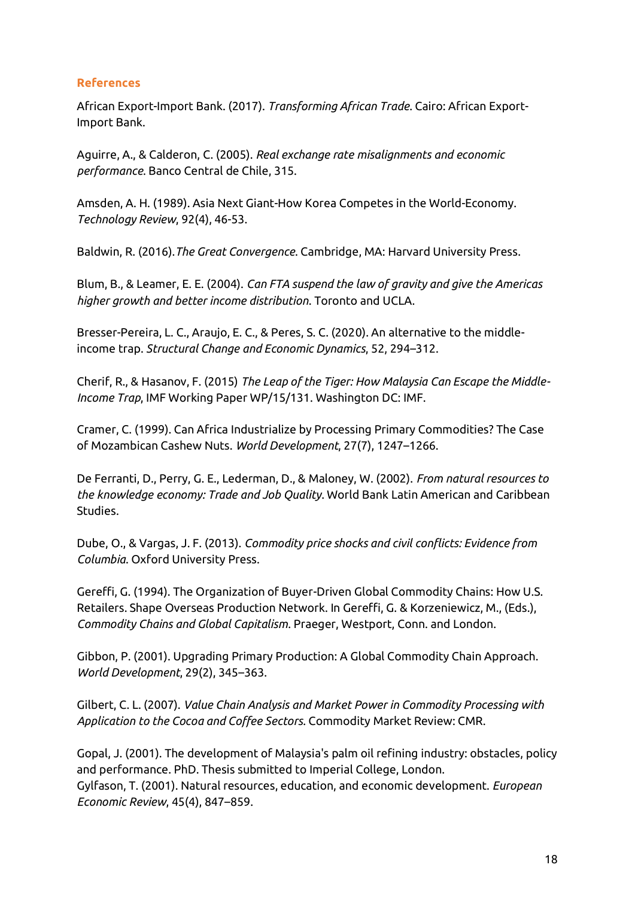## References

African Export-Import Bank. (2017). *Transforming African Trade*. Cairo: African Export-Import Bank.

Aguirre, A., & Calderon, C. (2005). *Real exchange rate misalignments and economic performance*. Banco Central de Chile, 315.

Amsden, A. H. (1989). Asia Next Giant-How Korea Competes in the World-Economy. *Technology Review*, 92(4), 46-53.

Baldwin, R. (2016).*The Great Convergence*. Cambridge, MA: Harvard University Press.

Blum, B., & Leamer, E. E. (2004). *Can FTA suspend the law of gravity and give the Americas higher growth and better income distribution*. Toronto and UCLA.

Bresser-Pereira, L. C., Araujo, E. C., & Peres, S. C. (2020). An alternative to the middle-income trap. *Structural Change and Economic Dynamics*, 52, 294–312.

Cherif, R., & Hasanov, F. (2015) *The Leap of the Tiger: How Malaysia Can Escape the Middle-Income Trap*, IMF Working Paper WP/15/131. Washington DC: IMF.

Cramer, C. (1999). Can Africa Industrialize by Processing Primary Commodities? The Case of Mozambican Cashew Nuts. *World Development*, 27(7), 1247–1266.

De Ferranti, D., Perry, G. E., Lederman, D., & Maloney, W. (2002). *From natural resources to the knowledge economy: Trade and Job Quality*. World Bank Latin American and Caribbean Studies.

Dube, O., & Vargas, J. F. (2013). *Commodity price shocks and civil conflicts: Evidence from Columbia*. Oxford University Press.

Gereffi, G. (1994). The Organization of Buyer-Driven Global Commodity Chains: How U.S. Retailers. Shape Overseas Production Network. In Gereffi, G. & Korzeniewicz, M., (Eds.), *Commodity Chains and Global Capitalism*. Praeger, Westport, Conn. and London.

Gibbon, P. (2001). Upgrading Primary Production: A Global Commodity Chain Approach. *World Development*, 29(2), 345–363.

Gilbert, C. L. (2007). *Value Chain Analysis and Market Power in Commodity Processing with Application to the Cocoa and Coffee Sectors*. Commodity Market Review: CMR.

Gopal, J. (2001). The development of Malaysia's palm oil refining industry: obstacles, policy and performance. PhD. Thesis submitted to Imperial College, London.

Gylfason, T. (2001). Natural resources, education, and economic development. *European Economic Review*, 45(4), 847–859.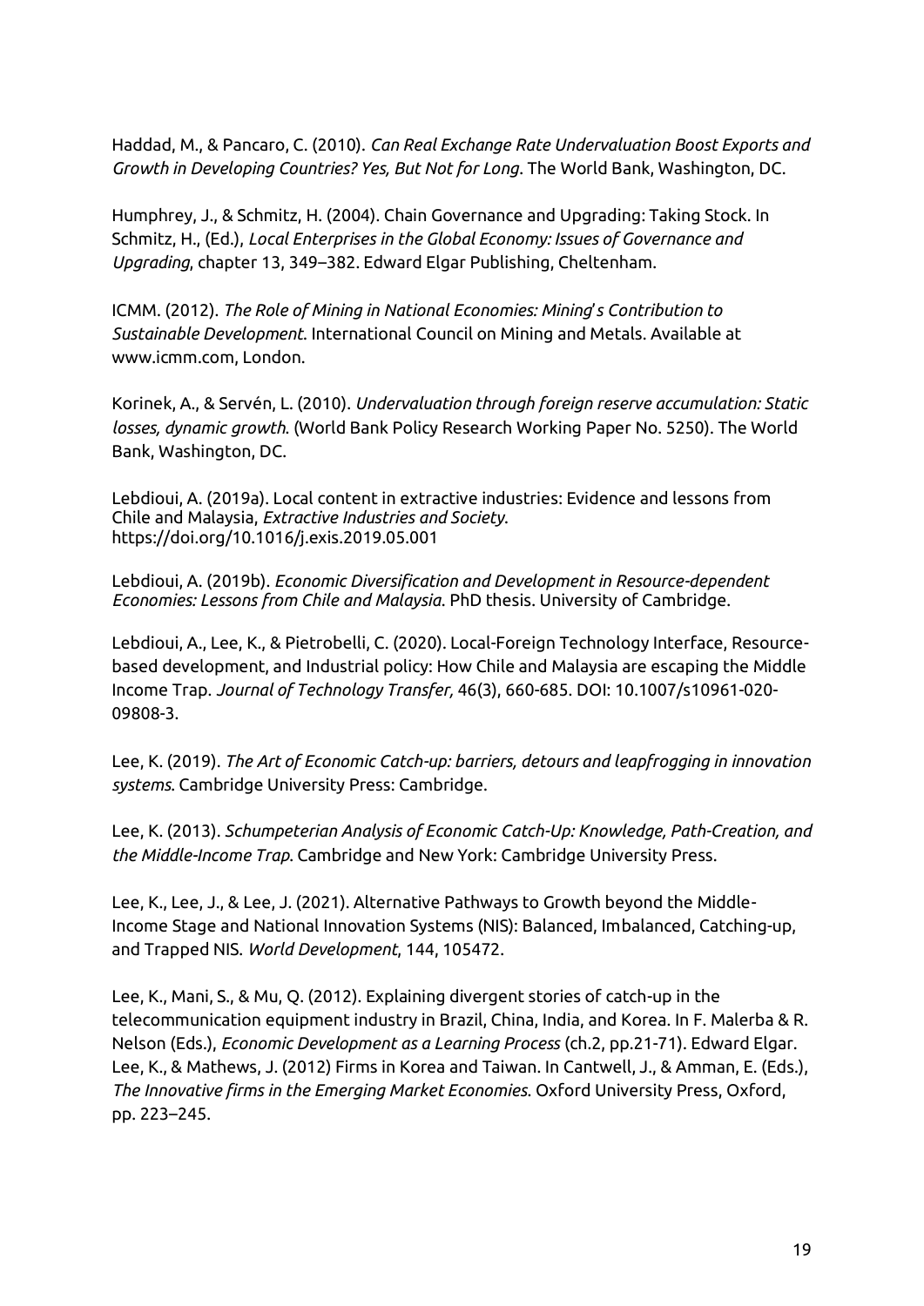Haddad, M., & Pancaro, C. (2010). *Can Real Exchange Rate Undervaluation Boost Exports and Growth in Developing Countries? Yes, But Not for Long*. The World Bank, Washington, DC.

Humphrey, J., & Schmitz, H. (2004). Chain Governance and Upgrading: Taking Stock. In Schmitz, H., (Ed.), *Local Enterprises in the Global Economy: Issues of Governance and Upgrading*, chapter 13, 349–382. Edward Elgar Publishing, Cheltenham.

ICMM. (2012). *The Role of Mining in National Economies: Mining's Contribution to Sustainable Development*. International Council on Mining and Metals. Available at www.icmm.com, London.

Korinek, A., & Servén, L. (2010). *Undervaluation through foreign reserve accumulation: Static losses, dynamic growth*. (World Bank Policy Research Working Paper No. 5250). The World Bank, Washington, DC.

Lebdioui, A. (2019a). Local content in extractive industries: Evidence and lessons from Chile and Malaysia, *Extractive Industries and Society*. https://doi.org/10.1016/j.exis.2019.05.001

Lebdioui, A. (2019b). *Economic Diversification and Development in Resource-dependent Economies: Lessons from Chile and Malaysia*. PhD thesis. University of Cambridge.

Lebdioui, A., Lee, K., & Pietrobelli, C. (2020). Local-Foreign Technology Interface, Resource-based development, and Industrial policy: How Chile and Malaysia are escaping the Middle Income Trap. *Journal of Technology Transfer,* 46(3), 660-685. DOI: 10.1007/s10961-020-09808-3.

Lee, K. (2019). *The Art of Economic Catch-up: barriers, detours and leapfrogging in innovation systems*. Cambridge University Press: Cambridge.

Lee, K. (2013). *Schumpeterian Analysis of Economic Catch-Up: Knowledge, Path-Creation, and the Middle-Income Trap*. Cambridge and New York: Cambridge University Press.

Lee, K., Lee, J., & Lee, J. (2021). Alternative Pathways to Growth beyond the Middle-Income Stage and National Innovation Systems (NIS): Balanced, Imbalanced, Catching-up, and Trapped NIS. *World Development*, 144, 105472.

Lee, K., Mani, S., & Mu, Q. (2012). Explaining divergent stories of catch-up in the telecommunication equipment industry in Brazil, China, India, and Korea. In F. Malerba & R. Nelson (Eds.), *Economic Development as a Learning Process* (ch.2, pp.21-71). Edward Elgar.

Lee, K., & Mathews, J. (2012) Firms in Korea and Taiwan. In Cantwell, J., & Amman, E. (Eds.), *The Innovative firms in the Emerging Market Economies*. Oxford University Press, Oxford, pp. 223–245.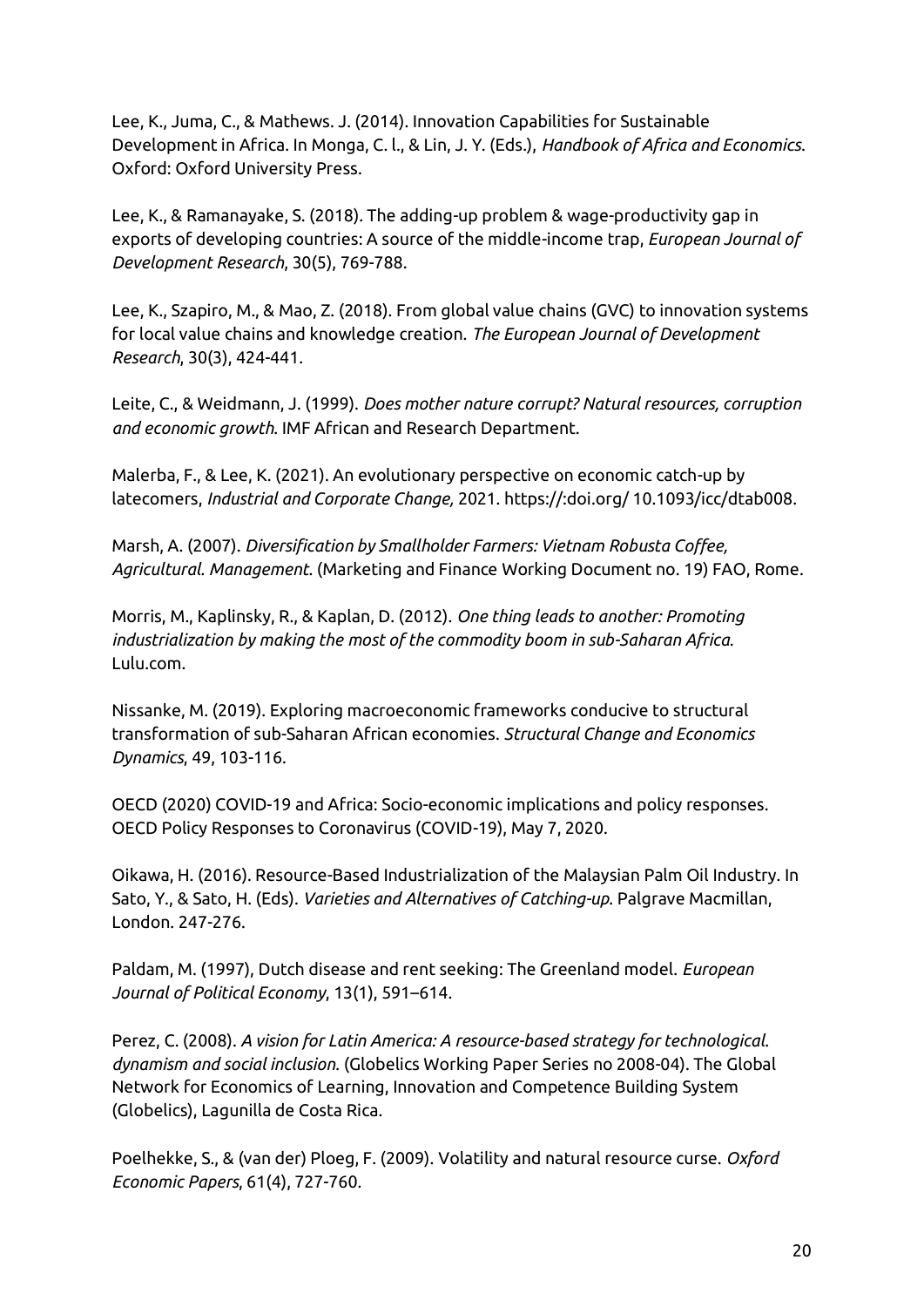Lee, K., Juma, C., & Mathews. J. (2014). Innovation Capabilities for Sustainable Development in Africa. In Monga, C. l., & Lin, J. Y. (Eds.), *Handbook of Africa and Economics*. Oxford: Oxford University Press.

Lee, K., & Ramanayake, S. (2018). The adding-up problem & wage-productivity gap in exports of developing countries: A source of the middle-income trap, *European Journal of Development Research*, 30(5), 769-788.

Lee, K., Szapiro, M., & Mao, Z. (2018). From global value chains (GVC) to innovation systems for local value chains and knowledge creation. *The European Journal of Development Research*, 30(3), 424-441.

Leite, C., & Weidmann, J. (1999). *Does mother nature corrupt? Natural resources, corruption and economic growth*. IMF African and Research Department.

Malerba, F., & Lee, K. (2021). An evolutionary perspective on economic catch-up by latecomers, *Industrial and Corporate Change,* 2021. https://:doi.org/ 10.1093/icc/dtab008.

Marsh, A. (2007). *Diversification by Smallholder Farmers: Vietnam Robusta Coffee, Agricultural. Management*. (Marketing and Finance Working Document no. 19) FAO, Rome.

Morris, M., Kaplinsky, R., & Kaplan, D. (2012). *One thing leads to another: Promoting industrialization by making the most of the commodity boom in sub-Saharan Africa*. Lulu.com.

Nissanke, M. (2019). Exploring macroeconomic frameworks conducive to structural transformation of sub-Saharan African economies. *Structural Change and Economics Dynamics*, 49, 103-116.

OECD (2020) COVID-19 and Africa: Socio-economic implications and policy responses. OECD Policy Responses to Coronavirus (COVID-19), May 7, 2020.

Oikawa, H. (2016). Resource-Based Industrialization of the Malaysian Palm Oil Industry. In Sato, Y., & Sato, H. (Eds). *Varieties and Alternatives of Catching-up*. Palgrave Macmillan, London. 247-276.

Paldam, M. (1997), Dutch disease and rent seeking: The Greenland model. *European Journal of Political Economy*, 13(1), 591–614.

Perez, C. (2008). *A vision for Latin America: A resource-based strategy for technological. dynamism and social inclusion*. (Globelics Working Paper Series no 2008-04). The Global Network for Economics of Learning, Innovation and Competence Building System (Globelics), Lagunilla de Costa Rica.

Poelhekke, S., & (van der) Ploeg, F. (2009). Volatility and natural resource curse. *Oxford Economic Papers*, 61(4), 727-760.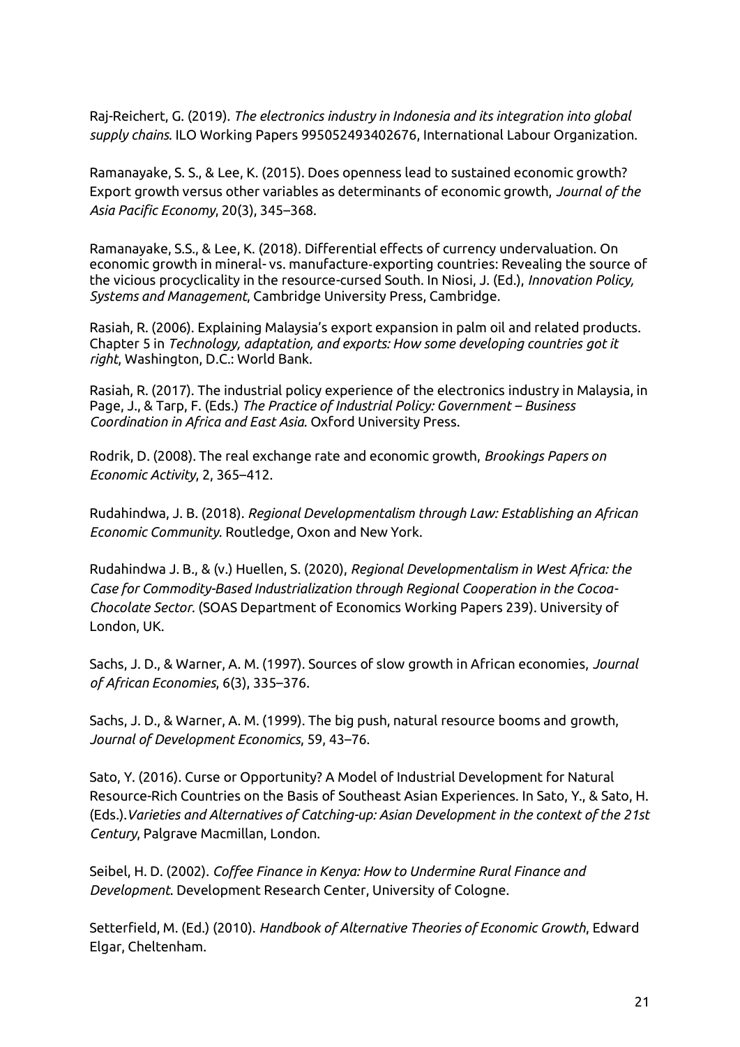Raj-Reichert, G. (2019). *The electronics industry in Indonesia and its integration into global supply chains.* ILO Working Papers 995052493402676, International Labour Organization.

Ramanayake, S. S., & Lee, K. (2015). Does openness lead to sustained economic growth? Export growth versus other variables as determinants of economic growth, *Journal of the Asia Pacific Economy*, 20(3), 345–368.

Ramanayake, S.S., & Lee, K. (2018). Differential effects of currency undervaluation. On economic growth in mineral- vs. manufacture-exporting countries: Revealing the source of the vicious procyclicality in the resource-cursed South. In Niosi, J. (Ed.), *Innovation Policy, Systems and Management*, Cambridge University Press, Cambridge.

Rasiah, R. (2006). Explaining Malaysia's export expansion in palm oil and related products. Chapter 5 in *Technology, adaptation, and exports: How some developing countries got it right*, Washington, D.C.: World Bank.

Rasiah, R. (2017). The industrial policy experience of the electronics industry in Malaysia, in Page, J., & Tarp, F. (Eds.) *The Practice of Industrial Policy: Government – Business Coordination in Africa and East Asia.* Oxford University Press.

Rodrik, D. (2008). The real exchange rate and economic growth, *Brookings Papers on Economic Activity*, 2, 365–412.

Rudahindwa, J. B. (2018). *Regional Developmentalism through Law: Establishing an African Economic Community.* Routledge, Oxon and New York.

Rudahindwa J. B., & (v.) Huellen, S. (2020), *Regional Developmentalism in West Africa: the Case for Commodity-Based Industrialization through Regional Cooperation in the Cocoa-Chocolate Sector*. (SOAS Department of Economics Working Papers 239). University of London, UK.

Sachs, J. D., & Warner, A. M. (1997). Sources of slow growth in African economies, *Journal of African Economies*, 6(3), 335–376.

Sachs, J. D., & Warner, A. M. (1999). The big push, natural resource booms and growth, *Journal of Development Economics*, 59, 43–76.

Sato, Y. (2016). Curse or Opportunity? A Model of Industrial Development for Natural Resource-Rich Countries on the Basis of Southeast Asian Experiences. In Sato, Y., & Sato, H. (Eds.).*Varieties and Alternatives of Catching-up: Asian Development in the context of the 21st Century*, Palgrave Macmillan, London.

Seibel, H. D. (2002). *Coffee Finance in Kenya: How to Undermine Rural Finance and Development.* Development Research Center, University of Cologne.

Setterfield, M. (Ed.) (2010). *Handbook of Alternative Theories of Economic Growth*, Edward Elgar, Cheltenham.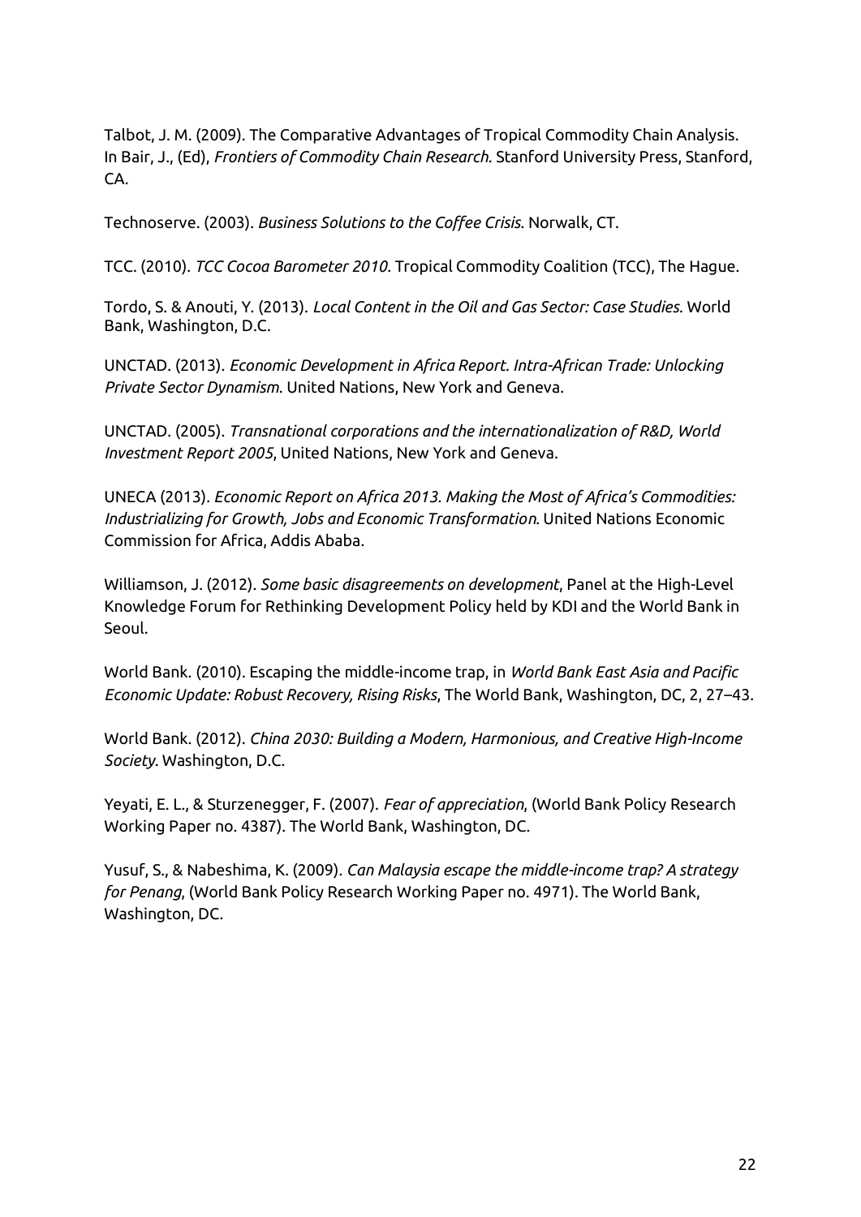Talbot, J. M. (2009). The Comparative Advantages of Tropical Commodity Chain Analysis. In Bair, J., (Ed), *Frontiers of Commodity Chain Research*. Stanford University Press, Stanford, CA.

Technoserve. (2003). *Business Solutions to the Coffee Crisis*. Norwalk, CT.

TCC. (2010). *TCC Cocoa Barometer 2010*. Tropical Commodity Coalition (TCC), The Hague.

Tordo, S. & Anouti, Y. (2013). *Local Content in the Oil and Gas Sector: Case Studies*. World Bank, Washington, D.C.

UNCTAD. (2013). *Economic Development in Africa Report. Intra-African Trade: Unlocking Private Sector Dynamism*. United Nations, New York and Geneva.

UNCTAD. (2005). *Transnational corporations and the internationalization of R&D, World Investment Report 2005*, United Nations, New York and Geneva.

UNECA (2013). *Economic Report on Africa 2013. Making the Most of Africa's Commodities: Industrializing for Growth, Jobs and Economic Transformation*. United Nations Economic Commission for Africa, Addis Ababa.

Williamson, J. (2012). *Some basic disagreements on development*, Panel at the High-Level Knowledge Forum for Rethinking Development Policy held by KDI and the World Bank in Seoul.

World Bank. (2010). Escaping the middle-income trap, in *World Bank East Asia and Pacific Economic Update: Robust Recovery, Rising Risks*, The World Bank, Washington, DC, 2, 27–43.

World Bank. (2012). *China 2030: Building a Modern, Harmonious, and Creative High-Income Society*. Washington, D.C.

Yeyati, E. L., & Sturzenegger, F. (2007). *Fear of appreciation*, (World Bank Policy Research Working Paper no. 4387). The World Bank, Washington, DC.

Yusuf, S., & Nabeshima, K. (2009). *Can Malaysia escape the middle-income trap? A strategy for Penang*, (World Bank Policy Research Working Paper no. 4971). The World Bank, Washington, DC.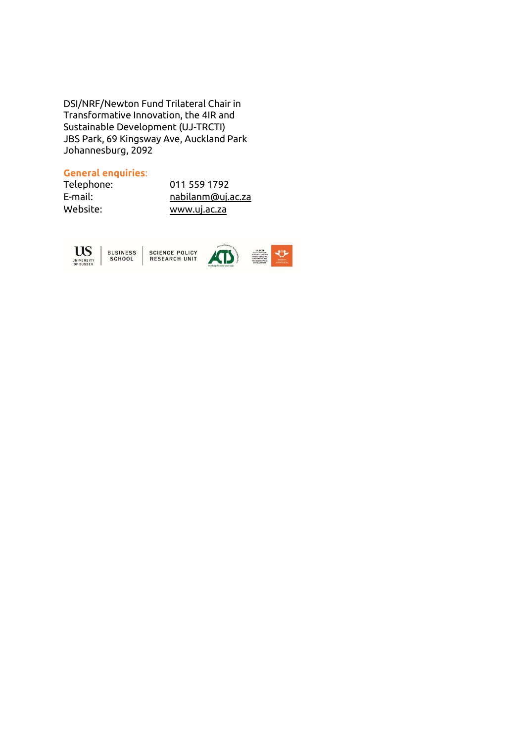DSI/NRF/Newton Fund Trilateral Chair in Transformative Innovation, the 4IR and Sustainable Development (UJ-TRCTI)
JBS Park, 69 Kingsway Ave, Auckland Park
Johannesburg, 2092

**General enquiries**:

| | |
|---|---|
| Telephone: | 011 559 1792 |
| E-mail: | nabilanm@uj.ac.za |
| Website: | www.uj.ac.za |

US UNIVERSITY OF SUSSEX | BUSINESS SCHOOL | SCIENCE POLICY RESEARCH UNIT